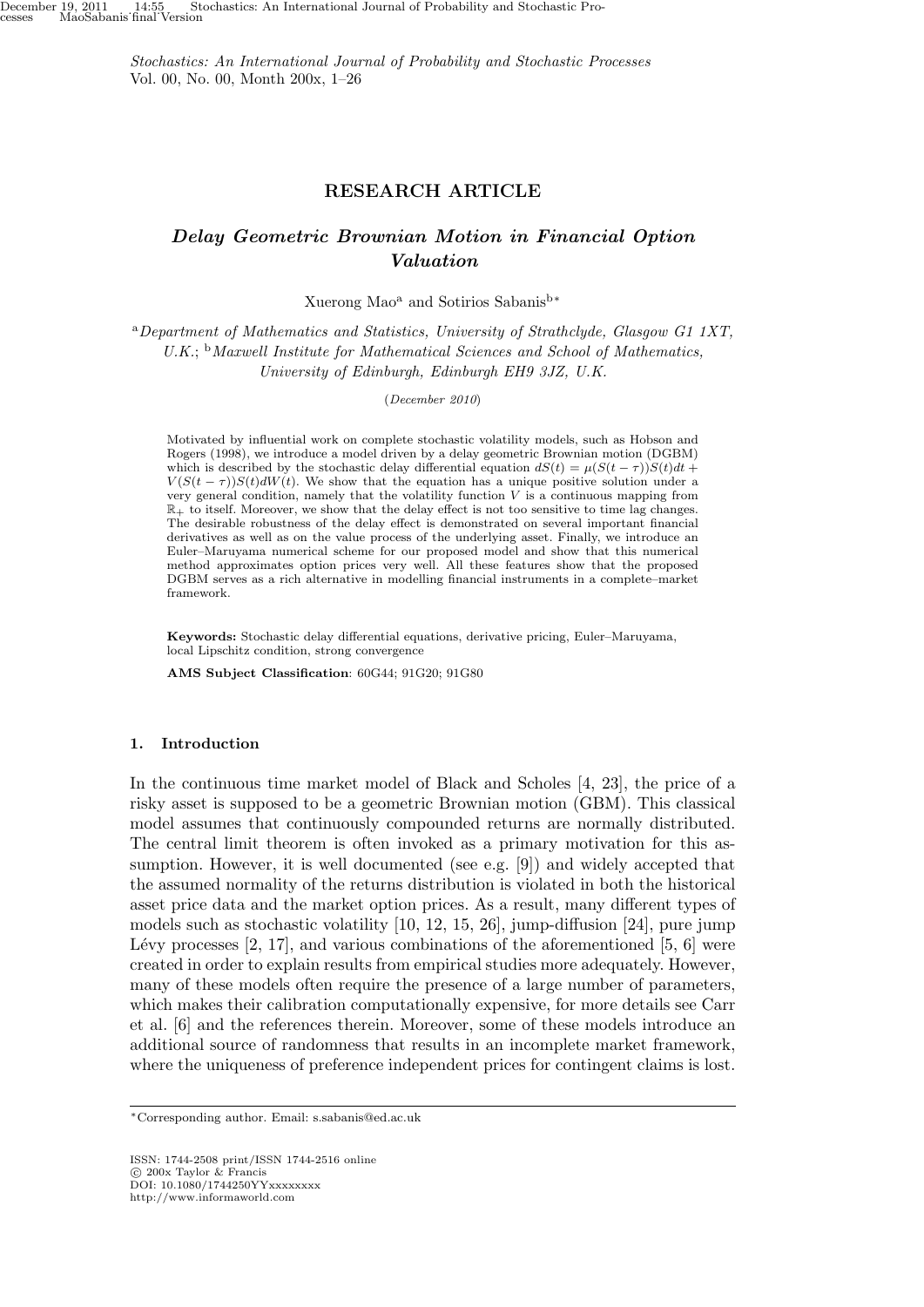**RESEARCH ARTICLE**

# *Delay Geometric Brownian Motion in Financial Option Valuation*

Xuerong Mao[a] and Sotirios Sabanis[b]*

[a]*Department of Mathematics and Statistics, University of Strathclyde, Glasgow G1 1XT, U.K.*; [b]*Maxwell Institute for Mathematical Sciences and School of Mathematics, University of Edinburgh, Edinburgh EH9 3JZ, U.K.*

(*December 2010*)

Motivated by influential work on complete stochastic volatility models, such as Hobson and Rogers (1998), we introduce a model driven by a delay geometric Brownian motion (DGBM) which is described by the stochastic delay differential equation $dS(t) = \mu(S(t-\tau))S(t)dt + V(S(t-\tau))S(t)dW(t)$. We show that the equation has a unique positive solution under a very general condition, namely that the volatility function $V$ is a continuous mapping from $\mathbb{R}_+$ to itself. Moreover, we show that the delay effect is not too sensitive to time lag changes. The desirable robustness of the delay effect is demonstrated on several important financial derivatives as well as on the value process of the underlying asset. Finally, we introduce an Euler–Maruyama numerical scheme for our proposed model and show that this numerical method approximates option prices very well. All these features show that the proposed DGBM serves as a rich alternative in modelling financial instruments in a complete–market framework.

**Keywords:** Stochastic delay differential equations, derivative pricing, Euler–Maruyama, local Lipschitz condition, strong convergence

**AMS Subject Classification**: 60G44; 91G20; 91G80

## 1. Introduction

In the continuous time market model of Black and Scholes [4, 23], the price of a risky asset is supposed to be a geometric Brownian motion (GBM). This classical model assumes that continuously compounded returns are normally distributed. The central limit theorem is often invoked as a primary motivation for this assumption. However, it is well documented (see e.g. [9]) and widely accepted that the assumed normality of the returns distribution is violated in both the historical asset price data and the market option prices. As a result, many different types of models such as stochastic volatility [10, 12, 15, 26], jump-diffusion [24], pure jump Lévy processes [2, 17], and various combinations of the aforementioned [5, 6] were created in order to explain results from empirical studies more adequately. However, many of these models often require the presence of a large number of parameters, which makes their calibration computationally expensive, for more details see Carr et al. [6] and the references therein. Moreover, some of these models introduce an additional source of randomness that results in an incomplete market framework, where the uniqueness of preference independent prices for contingent claims is lost.

*Corresponding author. Email: s.sabanis@ed.ac.uk

ISSN: 1744-2508 print/ISSN 1744-2516 online
© 200x Taylor & Francis
DOI: 10.1080/1744250YYxxxxxxxx
http://www.informaworld.com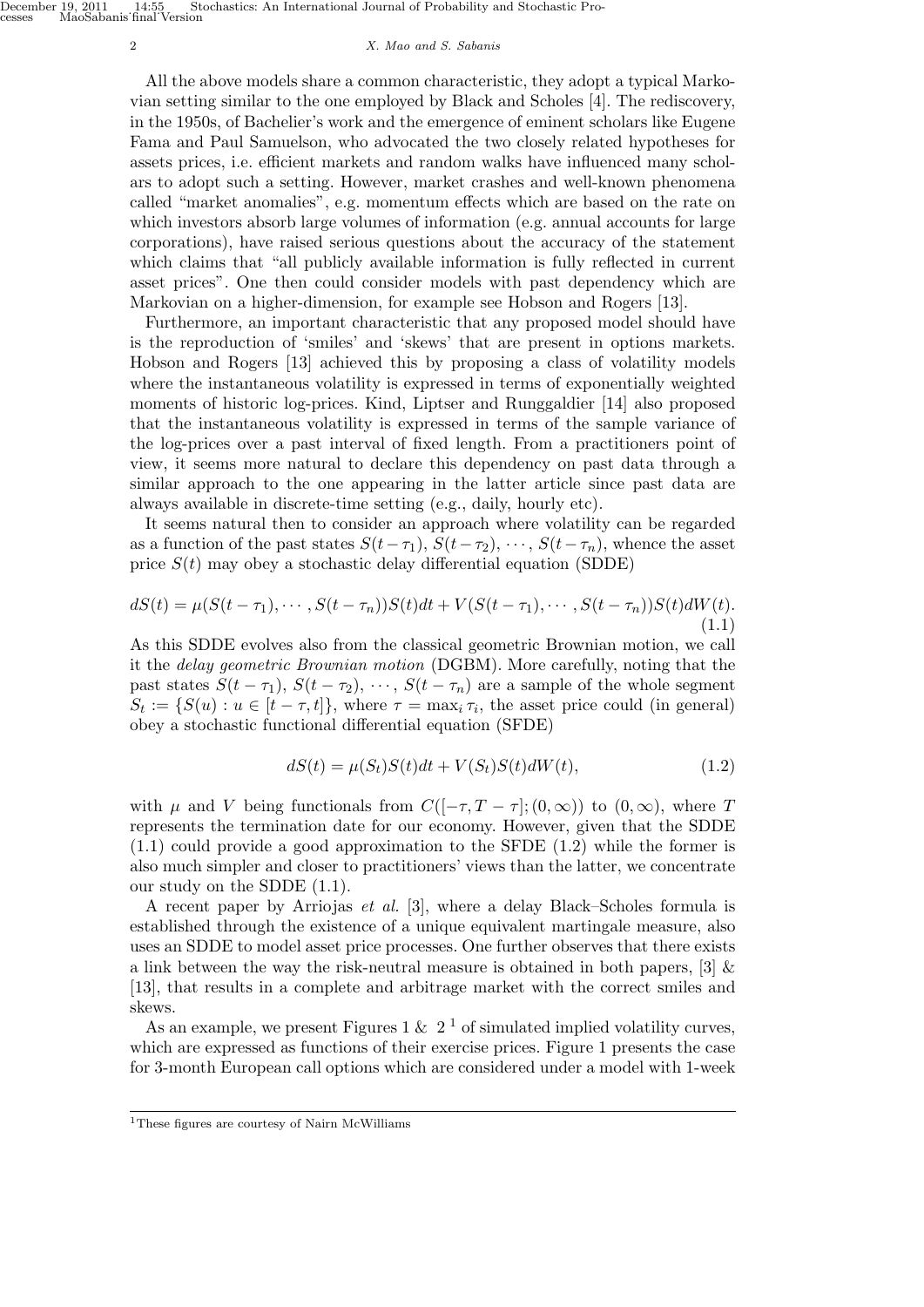All the above models share a common characteristic, they adopt a typical Markovian setting similar to the one employed by Black and Scholes [4]. The rediscovery, in the 1950s, of Bachelier's work and the emergence of eminent scholars like Eugene Fama and Paul Samuelson, who advocated the two closely related hypotheses for assets prices, i.e. efficient markets and random walks have influenced many scholars to adopt such a setting. However, market crashes and well-known phenomena called "market anomalies", e.g. momentum effects which are based on the rate on which investors absorb large volumes of information (e.g. annual accounts for large corporations), have raised serious questions about the accuracy of the statement which claims that "all publicly available information is fully reflected in current asset prices". One then could consider models with past dependency which are Markovian on a higher-dimension, for example see Hobson and Rogers [13].

Furthermore, an important characteristic that any proposed model should have is the reproduction of 'smiles' and 'skews' that are present in options markets. Hobson and Rogers [13] achieved this by proposing a class of volatility models where the instantaneous volatility is expressed in terms of exponentially weighted moments of historic log-prices. Kind, Liptser and Runggaldier [14] also proposed that the instantaneous volatility is expressed in terms of the sample variance of the log-prices over a past interval of fixed length. From a practitioners point of view, it seems more natural to declare this dependency on past data through a similar approach to the one appearing in the latter article since past data are always available in discrete-time setting (e.g., daily, hourly etc).

It seems natural then to consider an approach where volatility can be regarded as a function of the past states $S(t-\tau_1)$, $S(t-\tau_2)$, $\cdots$, $S(t-\tau_n)$, whence the asset price $S(t)$ may obey a stochastic delay differential equation (SDDE)

$$dS(t) = \mu(S(t-\tau_1), \cdots, S(t-\tau_n))S(t)dt + V(S(t-\tau_1), \cdots, S(t-\tau_n))S(t)dW(t). \tag{1.1}$$

As this SDDE evolves also from the classical geometric Brownian motion, we call it the *delay geometric Brownian motion* (DGBM). More carefully, noting that the past states $S(t-\tau_1)$, $S(t-\tau_2)$, $\cdots$, $S(t-\tau_n)$ are a sample of the whole segment $S_t := \{S(u) : u \in [t-\tau, t]\}$, where $\tau = \max_i \tau_i$, the asset price could (in general) obey a stochastic functional differential equation (SFDE)

$$dS(t) = \mu(S_t)S(t)dt + V(S_t)S(t)dW(t), \tag{1.2}$$

with $\mu$ and $V$ being functionals from $C([-\tau, T-\tau]; (0, \infty))$ to $(0, \infty)$, where $T$ represents the termination date for our economy. However, given that the SDDE (1.1) could provide a good approximation to the SFDE (1.2) while the former is also much simpler and closer to practitioners' views than the latter, we concentrate our study on the SDDE (1.1).

A recent paper by Arriojas *et al.* [3], where a delay Black–Scholes formula is established through the existence of a unique equivalent martingale measure, also uses an SDDE to model asset price processes. One further observes that there exists a link between the way the risk-neutral measure is obtained in both papers, [3] & [13], that results in a complete and arbitrage market with the correct smiles and skews.

As an example, we present Figures 1 & 2 [1] of simulated implied volatility curves, which are expressed as functions of their exercise prices. Figure 1 presents the case for 3-month European call options which are considered under a model with 1-week

[1] These figures are courtesy of Nairn McWilliams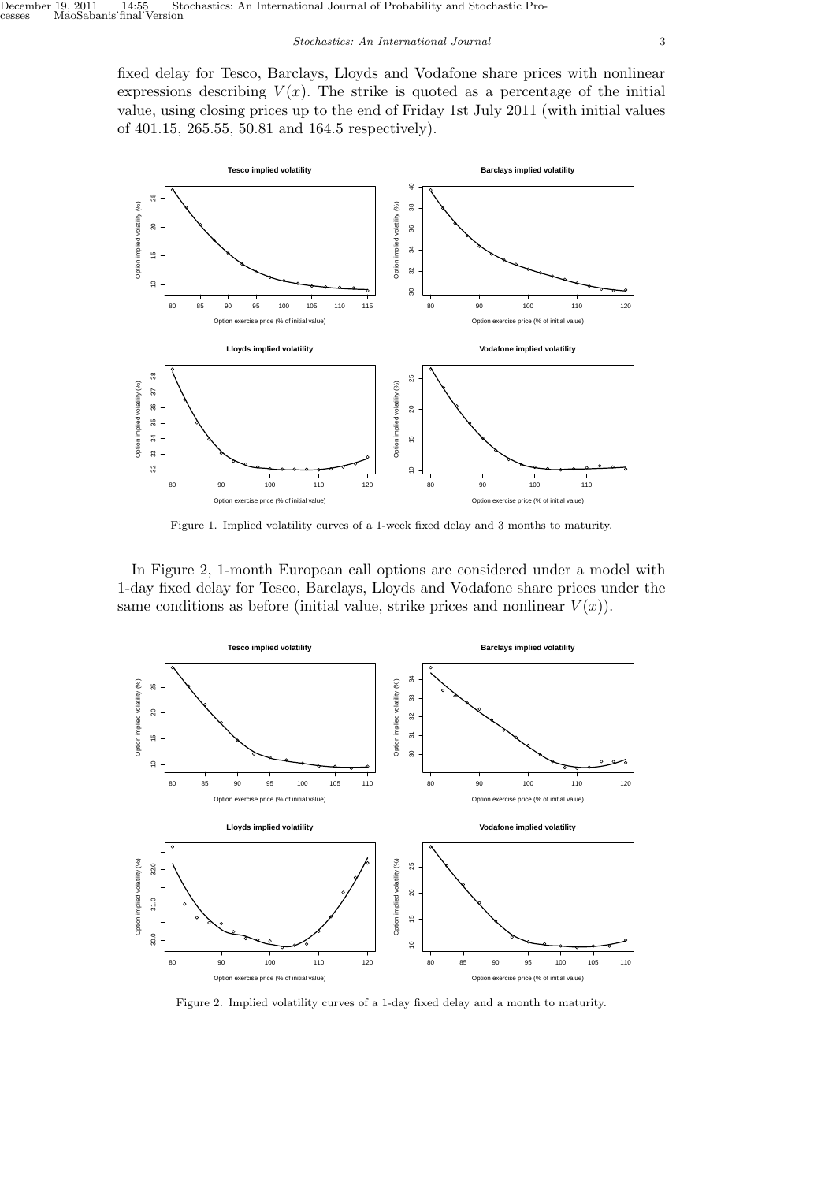fixed delay for Tesco, Barclays, Lloyds and Vodafone share prices with nonlinear expressions describing $V(x)$. The strike is quoted as a percentage of the initial value, using closing prices up to the end of Friday 1st July 2011 (with initial values of 401.15, 265.55, 50.81 and 164.5 respectively).

Figure 1. Implied volatility curves of a 1-week fixed delay and 3 months to maturity.

In Figure 2, 1-month European call options are considered under a model with 1-day fixed delay for Tesco, Barclays, Lloyds and Vodafone share prices under the same conditions as before (initial value, strike prices and nonlinear $V(x)$).

Figure 2. Implied volatility curves of a 1-day fixed delay and a month to maturity.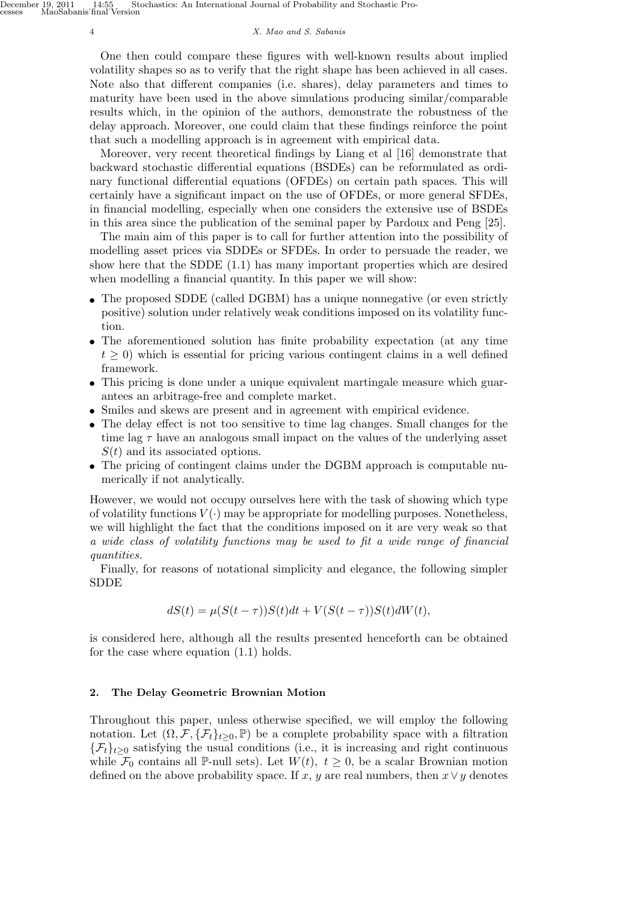One then could compare these figures with well-known results about implied volatility shapes so as to verify that the right shape has been achieved in all cases. Note also that different companies (i.e. shares), delay parameters and times to maturity have been used in the above simulations producing similar/comparable results which, in the opinion of the authors, demonstrate the robustness of the delay approach. Moreover, one could claim that these findings reinforce the point that such a modelling approach is in agreement with empirical data.

Moreover, very recent theoretical findings by Liang et al [16] demonstrate that backward stochastic differential equations (BSDEs) can be reformulated as ordinary functional differential equations (OFDEs) on certain path spaces. This will certainly have a significant impact on the use of OFDEs, or more general SFDEs, in financial modelling, especially when one considers the extensive use of BSDEs in this area since the publication of the seminal paper by Pardoux and Peng [25].

The main aim of this paper is to call for further attention into the possibility of modelling asset prices via SDDEs or SFDEs. In order to persuade the reader, we show here that the SDDE (1.1) has many important properties which are desired when modelling a financial quantity. In this paper we will show:

- The proposed SDDE (called DGBM) has a unique nonnegative (or even strictly positive) solution under relatively weak conditions imposed on its volatility function.
- The aforementioned solution has finite probability expectation (at any time $t \geq 0$) which is essential for pricing various contingent claims in a well defined framework.
- This pricing is done under a unique equivalent martingale measure which guarantees an arbitrage-free and complete market.
- Smiles and skews are present and in agreement with empirical evidence.
- The delay effect is not too sensitive to time lag changes. Small changes for the time lag $\tau$ have an analogous small impact on the values of the underlying asset $S(t)$ and its associated options.
- The pricing of contingent claims under the DGBM approach is computable numerically if not analytically.

However, we would not occupy ourselves here with the task of showing which type of volatility functions $V(\cdot)$ may be appropriate for modelling purposes. Nonetheless, we will highlight the fact that the conditions imposed on it are very weak so that *a wide class of volatility functions may be used to fit a wide range of financial quantities.*

Finally, for reasons of notational simplicity and elegance, the following simpler SDDE

$$dS(t) = \mu(S(t-\tau))S(t)dt + V(S(t-\tau))S(t)dW(t),$$

is considered here, although all the results presented henceforth can be obtained for the case where equation (1.1) holds.

## 2. The Delay Geometric Brownian Motion

Throughout this paper, unless otherwise specified, we will employ the following notation. Let $(\Omega, \mathcal{F}, \{\mathcal{F}_t\}_{t\geq 0}, \mathbb{P})$ be a complete probability space with a filtration $\{\mathcal{F}_t\}_{t\geq 0}$ satisfying the usual conditions (i.e., it is increasing and right continuous while $\mathcal{F}_0$ contains all $\mathbb{P}$-null sets). Let $W(t)$, $t \geq 0$, be a scalar Brownian motion defined on the above probability space. If $x$, $y$ are real numbers, then $x \vee y$ denotes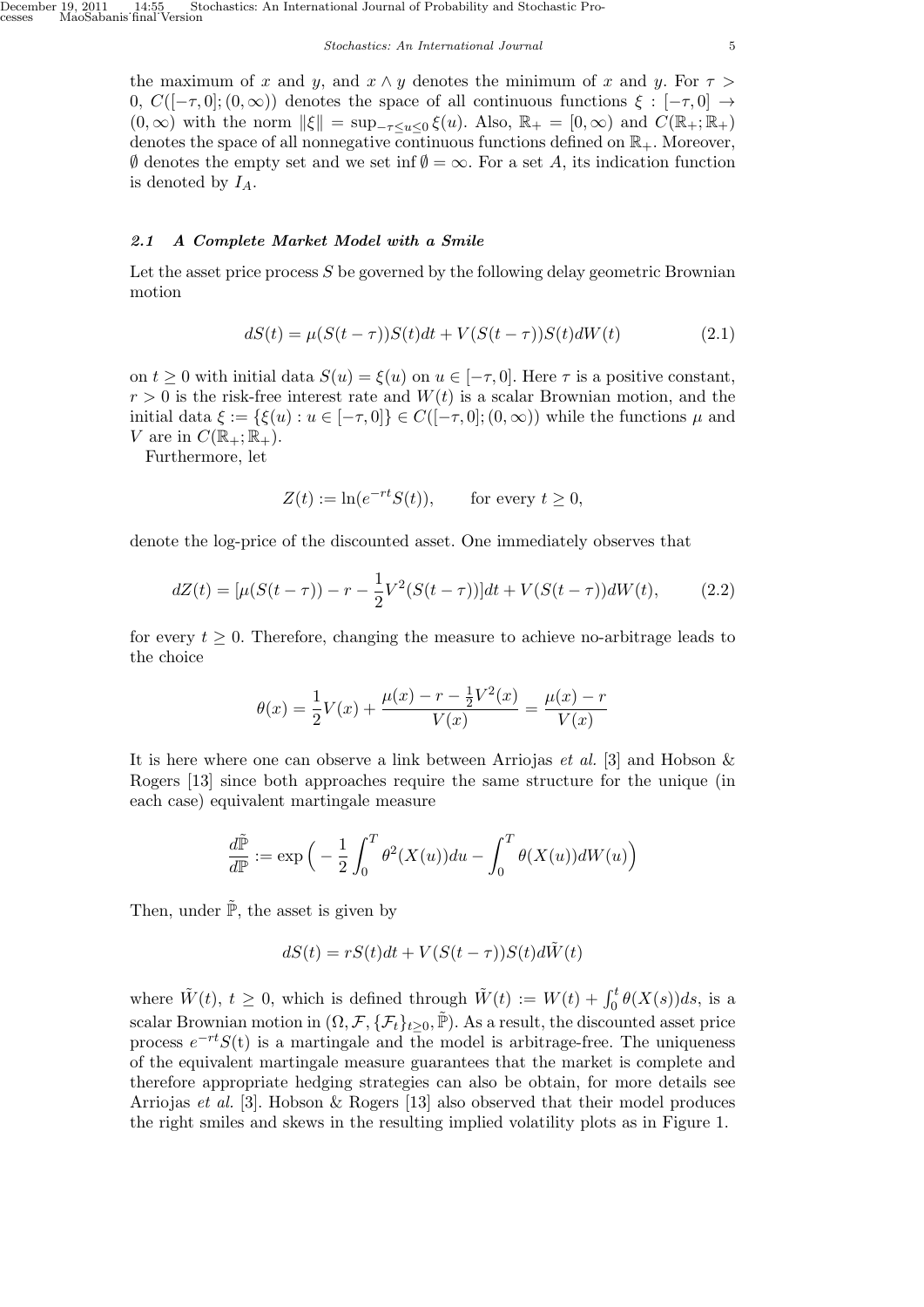the maximum of $x$ and $y$, and $x \wedge y$ denotes the minimum of $x$ and $y$. For $\tau > 0$, $C([-\tau, 0]; (0, \infty))$ denotes the space of all continuous functions $\xi : [-\tau, 0] \to (0, \infty)$ with the norm $\|\xi\| = \sup_{-\tau \le u \le 0} \xi(u)$. Also, $\mathbb{R}_+ = [0, \infty)$ and $C(\mathbb{R}_+; \mathbb{R}_+)$ denotes the space of all nonnegative continuous functions defined on $\mathbb{R}_+$. Moreover, $\emptyset$ denotes the empty set and we set $\inf \emptyset = \infty$. For a set $A$, its indication function is denoted by $I_A$.

### 2.1 A Complete Market Model with a Smile

Let the asset price process $S$ be governed by the following delay geometric Brownian motion

$$dS(t) = \mu(S(t-\tau))S(t)dt + V(S(t-\tau))S(t)dW(t) \tag{2.1}$$

on $t \ge 0$ with initial data $S(u) = \xi(u)$ on $u \in [-\tau, 0]$. Here $\tau$ is a positive constant, $r > 0$ is the risk-free interest rate and $W(t)$ is a scalar Brownian motion, and the initial data $\xi := \{\xi(u) : u \in [-\tau, 0]\} \in C([-\tau, 0]; (0, \infty))$ while the functions $\mu$ and $V$ are in $C(\mathbb{R}_+; \mathbb{R}_+)$.

Furthermore, let

$$Z(t) := \ln(e^{-rt}S(t)), \qquad \text{for every } t \ge 0,$$

denote the log-price of the discounted asset. One immediately observes that

$$dZ(t) = [\mu(S(t-\tau)) - r - \frac{1}{2}V^2(S(t-\tau))]dt + V(S(t-\tau))dW(t), \tag{2.2}$$

for every $t \ge 0$. Therefore, changing the measure to achieve no-arbitrage leads to the choice

$$\theta(x) = \frac{1}{2}V(x) + \frac{\mu(x) - r - \frac{1}{2}V^2(x)}{V(x)} = \frac{\mu(x) - r}{V(x)}$$

It is here where one can observe a link between Arriojas *et al.* [3] and Hobson & Rogers [13] since both approaches require the same structure for the unique (in each case) equivalent martingale measure

$$\frac{d\tilde{\mathbb{P}}}{d\mathbb{P}} := \exp\Big( -\frac{1}{2}\int_0^T \theta^2(X(u))du - \int_0^T \theta(X(u))dW(u)\Big)$$

Then, under $\tilde{\mathbb{P}}$, the asset is given by

$$dS(t) = rS(t)dt + V(S(t-\tau))S(t)d\tilde{W}(t)$$

where $\tilde{W}(t)$, $t \ge 0$, which is defined through $\tilde{W}(t) := W(t) + \int_0^t \theta(X(s))ds$, is a scalar Brownian motion in $(\Omega, \mathcal{F}, \{\mathcal{F}_t\}_{t\ge 0}, \tilde{\mathbb{P}})$. As a result, the discounted asset price process $e^{-rt}S(\text{t})$ is a martingale and the model is arbitrage-free. The uniqueness of the equivalent martingale measure guarantees that the market is complete and therefore appropriate hedging strategies can also be obtain, for more details see Arriojas *et al.* [3]. Hobson & Rogers [13] also observed that their model produces the right smiles and skews in the resulting implied volatility plots as in Figure 1.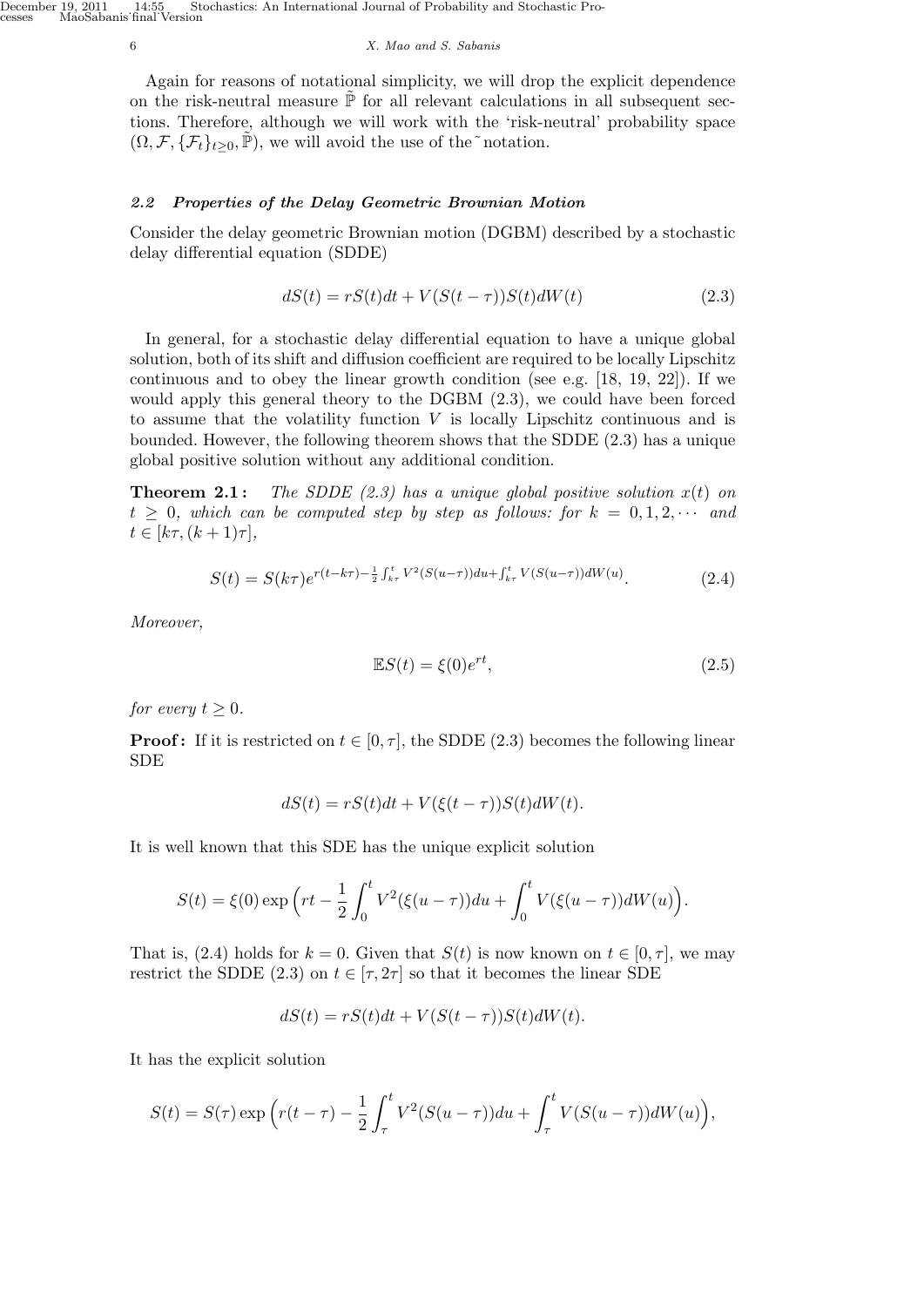Again for reasons of notational simplicity, we will drop the explicit dependence on the risk-neutral measure $\tilde{\mathbb{P}}$ for all relevant calculations in all subsequent sections. Therefore, although we will work with the 'risk-neutral' probability space $(\Omega, \mathcal{F}, \{\mathcal{F}_t\}_{t\geq 0}, \tilde{\mathbb{P}})$, we will avoid the use of the ˜ notation.

### 2.2 Properties of the Delay Geometric Brownian Motion

Consider the delay geometric Brownian motion (DGBM) described by a stochastic delay differential equation (SDDE)

$$dS(t) = rS(t)dt + V(S(t-\tau))S(t)dW(t) \tag{2.3}$$

In general, for a stochastic delay differential equation to have a unique global solution, both of its shift and diffusion coefficient are required to be locally Lipschitz continuous and to obey the linear growth condition (see e.g. [18, 19, 22]). If we would apply this general theory to the DGBM (2.3), we could have been forced to assume that the volatility function $V$ is locally Lipschitz continuous and is bounded. However, the following theorem shows that the SDDE (2.3) has a unique global positive solution without any additional condition.

**Theorem 2.1:** *The SDDE (2.3) has a unique global positive solution $x(t)$ on $t \geq 0$, which can be computed step by step as follows: for $k = 0, 1, 2, \cdots$ and $t \in [k\tau, (k+1)\tau]$,*

$$S(t) = S(k\tau)e^{r(t-k\tau)-\frac{1}{2}\int_{k\tau}^{t} V^2(S(u-\tau))du+\int_{k\tau}^{t} V(S(u-\tau))dW(u)}. \tag{2.4}$$

*Moreover,*

$$\mathbb{E}S(t) = \xi(0)e^{rt}, \tag{2.5}$$

*for every $t \geq 0$.*

**Proof:** If it is restricted on $t \in [0, \tau]$, the SDDE (2.3) becomes the following linear SDE

$$dS(t) = rS(t)dt + V(\xi(t-\tau))S(t)dW(t).$$

It is well known that this SDE has the unique explicit solution

$$S(t) = \xi(0)\exp\Big(rt - \frac{1}{2}\int_0^t V^2(\xi(u-\tau))du + \int_0^t V(\xi(u-\tau))dW(u)\Big).$$

That is, (2.4) holds for $k = 0$. Given that $S(t)$ is now known on $t \in [0, \tau]$, we may restrict the SDDE (2.3) on $t \in [\tau, 2\tau]$ so that it becomes the linear SDE

$$dS(t) = rS(t)dt + V(S(t-\tau))S(t)dW(t).$$

It has the explicit solution

$$S(t) = S(\tau)\exp\Big(r(t-\tau) - \frac{1}{2}\int_\tau^t V^2(S(u-\tau))du + \int_\tau^t V(S(u-\tau))dW(u)\Big),$$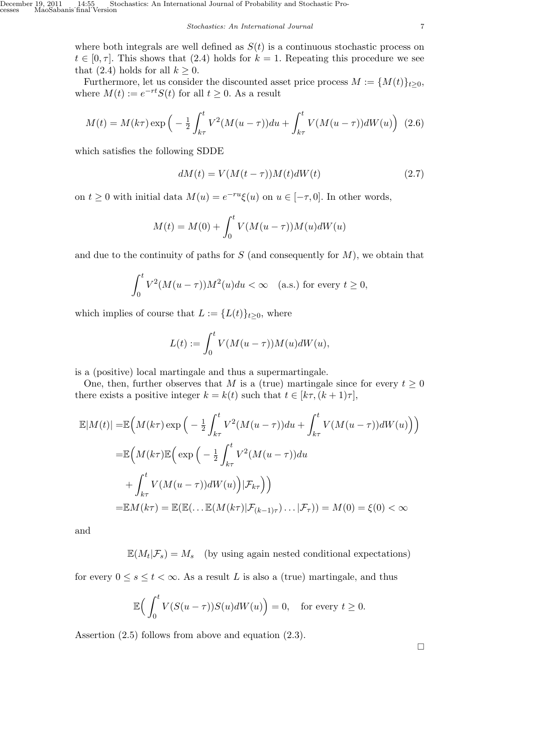where both integrals are well defined as $S(t)$ is a continuous stochastic process on $t \in [0, \tau]$. This shows that (2.4) holds for $k = 1$. Repeating this procedure we see that (2.4) holds for all $k \geq 0$.

Furthermore, let us consider the discounted asset price process $M := \{M(t)\}_{t \geq 0}$, where $M(t) := e^{-rt}S(t)$ for all $t \geq 0$. As a result

$$M(t) = M(k\tau) \exp\Big( -\tfrac{1}{2} \int_{k\tau}^{t} V^2(M(u-\tau))du + \int_{k\tau}^{t} V(M(u-\tau))dW(u)\Big) \quad (2.6)$$

which satisfies the following SDDE

$$dM(t) = V(M(t-\tau))M(t)dW(t) \quad (2.7)$$

on $t \geq 0$ with initial data $M(u) = e^{-ru}\xi(u)$ on $u \in [-\tau, 0]$. In other words,

$$M(t) = M(0) + \int_0^t V(M(u-\tau))M(u)dW(u)$$

and due to the continuity of paths for $S$ (and consequently for $M$), we obtain that

$$\int_0^t V^2(M(u-\tau))M^2(u)du < \infty \quad \text{(a.s.) for every } t \geq 0,$$

which implies of course that $L := \{L(t)\}_{t \geq 0}$, where

$$L(t) := \int_0^t V(M(u-\tau))M(u)dW(u),$$

is a (positive) local martingale and thus a supermartingale.

One, then, further observes that $M$ is a (true) martingale since for every $t \geq 0$ there exists a positive integer $k = k(t)$ such that $t \in [k\tau, (k+1)\tau]$,

$$\begin{aligned}
\mathbb{E}|M(t)| =& \mathbb{E}\Big(M(k\tau) \exp\Big( -\tfrac{1}{2} \int_{k\tau}^{t} V^2(M(u-\tau))du + \int_{k\tau}^{t} V(M(u-\tau))dW(u)\Big)\Big) \\
=& \mathbb{E}\Big(M(k\tau)\mathbb{E}\Big( \exp\Big( -\tfrac{1}{2} \int_{k\tau}^{t} V^2(M(u-\tau))du \\
&+ \int_{k\tau}^{t} V(M(u-\tau))dW(u)\Big)|\mathcal{F}_{k\tau}\Big)\Big) \\
=& \mathbb{E}M(k\tau) = \mathbb{E}(\mathbb{E}(\ldots\mathbb{E}(M(k\tau)|\mathcal{F}_{(k-1)\tau})\ldots|\mathcal{F}_{\tau})) = M(0) = \xi(0) < \infty
\end{aligned}$$

and

$$\mathbb{E}(M_t|\mathcal{F}_s) = M_s \quad \text{(by using again nested conditional expectations)}$$

for every $0 \leq s \leq t < \infty$. As a result $L$ is also a (true) martingale, and thus

$$\mathbb{E}\Big(\int_0^t V(S(u-\tau))S(u)dW(u)\Big) = 0, \quad \text{for every } t \geq 0.$$

Assertion (2.5) follows from above and equation (2.3).

□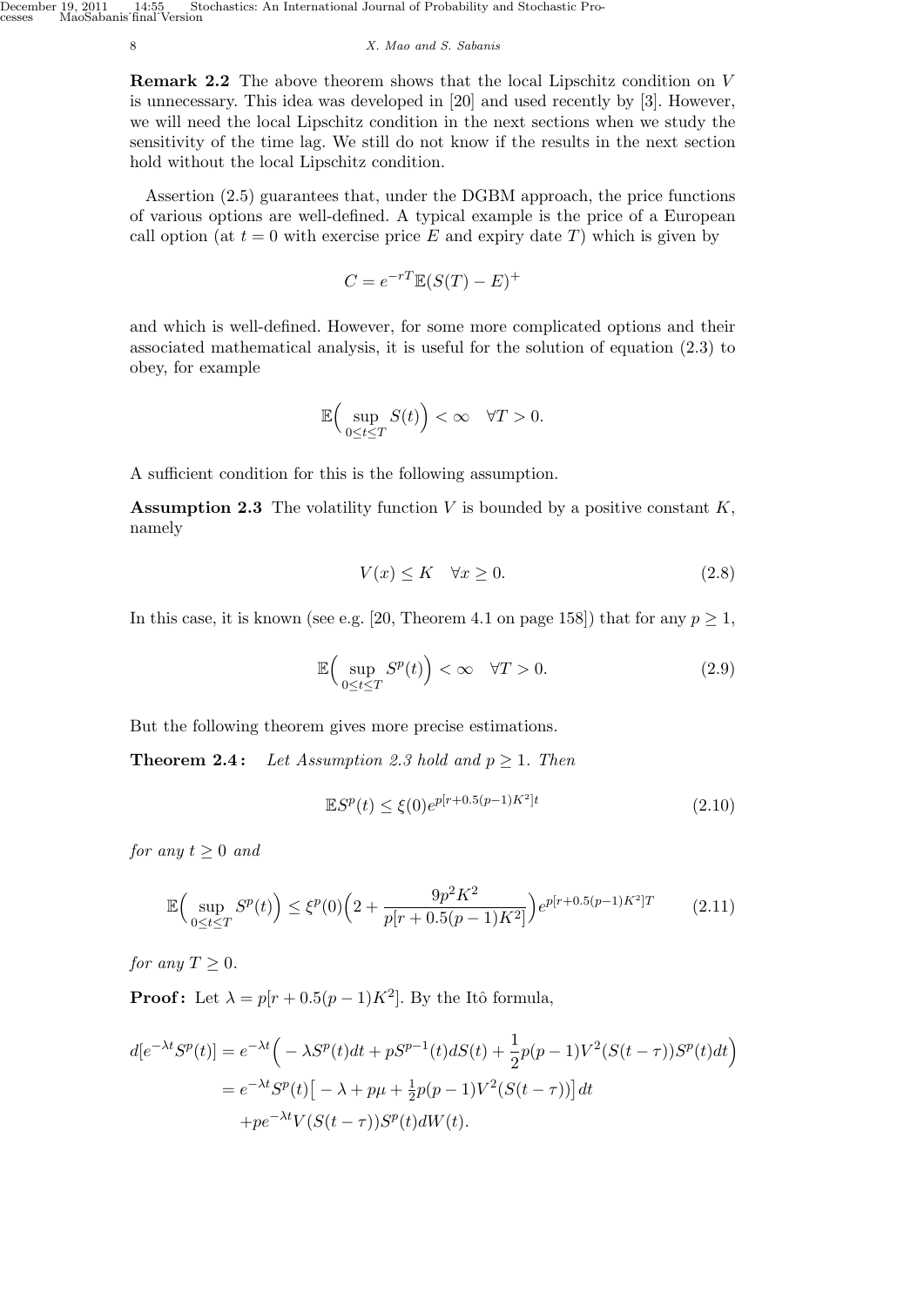**Remark 2.2** The above theorem shows that the local Lipschitz condition on $V$ is unnecessary. This idea was developed in [20] and used recently by [3]. However, we will need the local Lipschitz condition in the next sections when we study the sensitivity of the time lag. We still do not know if the results in the next section hold without the local Lipschitz condition.

Assertion (2.5) guarantees that, under the DGBM approach, the price functions of various options are well-defined. A typical example is the price of a European call option (at $t = 0$ with exercise price $E$ and expiry date $T$) which is given by

$$C = e^{-rT}\mathbb{E}(S(T) - E)^+$$

and which is well-defined. However, for some more complicated options and their associated mathematical analysis, it is useful for the solution of equation (2.3) to obey, for example

$$\mathbb{E}\Big(\sup_{0\le t\le T} S(t)\Big) < \infty \quad \forall T > 0.$$

A sufficient condition for this is the following assumption.

**Assumption 2.3** The volatility function $V$ is bounded by a positive constant $K$, namely

$$V(x) \le K \quad \forall x \ge 0. \tag{2.8}$$

In this case, it is known (see e.g. [20, Theorem 4.1 on page 158]) that for any $p \ge 1$,

$$\mathbb{E}\Big(\sup_{0\le t\le T} S^p(t)\Big) < \infty \quad \forall T > 0. \tag{2.9}$$

But the following theorem gives more precise estimations.

**Theorem 2.4:** *Let Assumption 2.3 hold and $p \ge 1$. Then*

$$\mathbb{E}S^p(t) \le \xi(0)e^{p[r+0.5(p-1)K^2]t} \tag{2.10}$$

*for any $t \ge 0$ and*

$$\mathbb{E}\Big(\sup_{0\le t\le T} S^p(t)\Big) \le \xi^p(0)\Big(2 + \frac{9p^2K^2}{p[r+0.5(p-1)K^2]}\Big)e^{p[r+0.5(p-1)K^2]T} \tag{2.11}$$

*for any $T \ge 0$.*

**Proof:** Let $\lambda = p[r + 0.5(p-1)K^2]$. By the Itô formula,

$$\begin{aligned}
d[e^{-\lambda t}S^p(t)] &= e^{-\lambda t}\Big(-\lambda S^p(t)dt + pS^{p-1}(t)dS(t) + \frac{1}{2}p(p-1)V^2(S(t-\tau))S^p(t)dt\Big) \\
&= e^{-\lambda t}S^p(t)\big[-\lambda + p\mu + \tfrac{1}{2}p(p-1)V^2(S(t-\tau))\big]dt \\
&\quad + pe^{-\lambda t}V(S(t-\tau))S^p(t)dW(t).
\end{aligned}$$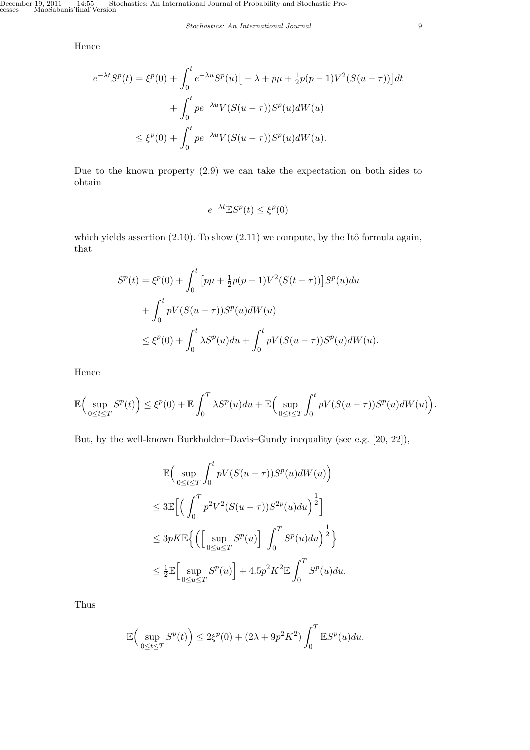Hence

$$
\begin{aligned}
e^{-\lambda t} S^p(t) &= \xi^p(0) + \int_0^t e^{-\lambda u} S^p(u) \big[ -\lambda + p\mu + \tfrac{1}{2} p(p-1) V^2(S(u-\tau)) \big] dt \\
&\quad + \int_0^t p e^{-\lambda u} V(S(u-\tau)) S^p(u) dW(u) \\
&\leq \xi^p(0) + \int_0^t p e^{-\lambda u} V(S(u-\tau)) S^p(u) dW(u).
\end{aligned}
$$

Due to the known property (2.9) we can take the expectation on both sides to obtain

$$
e^{-\lambda t} \mathbb{E} S^p(t) \leq \xi^p(0)
$$

which yields assertion (2.10). To show (2.11) we compute, by the Itô formula again, that

$$
\begin{aligned}
S^p(t) &= \xi^p(0) + \int_0^t \big[ p\mu + \tfrac{1}{2} p(p-1) V^2(S(t-\tau)) \big] S^p(u) du \\
&\quad + \int_0^t p V(S(u-\tau)) S^p(u) dW(u) \\
&\leq \xi^p(0) + \int_0^t \lambda S^p(u) du + \int_0^t p V(S(u-\tau)) S^p(u) dW(u).
\end{aligned}
$$

Hence

$$
\mathbb{E}\Big( \sup_{0 \leq t \leq T} S^p(t) \Big) \leq \xi^p(0) + \mathbb{E} \int_0^T \lambda S^p(u) du + \mathbb{E}\Big( \sup_{0 \leq t \leq T} \int_0^t p V(S(u-\tau)) S^p(u) dW(u) \Big).
$$

But, by the well-known Burkholder–Davis–Gundy inequality (see e.g. [20, 22]),

$$
\begin{aligned}
&\mathbb{E}\Big( \sup_{0 \leq t \leq T} \int_0^t p V(S(u-\tau)) S^p(u) dW(u) \Big) \\
&\leq 3 \mathbb{E}\Big[ \Big( \int_0^T p^2 V^2(S(u-\tau)) S^{2p}(u) du \Big)^{\frac{1}{2}} \Big] \\
&\leq 3pK \mathbb{E}\Big\{ \Big( \Big[ \sup_{0 \leq u \leq T} S^p(u) \Big] \int_0^T S^p(u) du \Big)^{\frac{1}{2}} \Big\} \\
&\leq \tfrac{1}{2} \mathbb{E}\Big[ \sup_{0 \leq u \leq T} S^p(u) \Big] + 4.5 p^2 K^2 \mathbb{E} \int_0^T S^p(u) du.
\end{aligned}
$$

Thus

$$
\mathbb{E}\Big( \sup_{0 \leq t \leq T} S^p(t) \Big) \leq 2\xi^p(0) + (2\lambda + 9p^2 K^2) \int_0^T \mathbb{E} S^p(u) du.
$$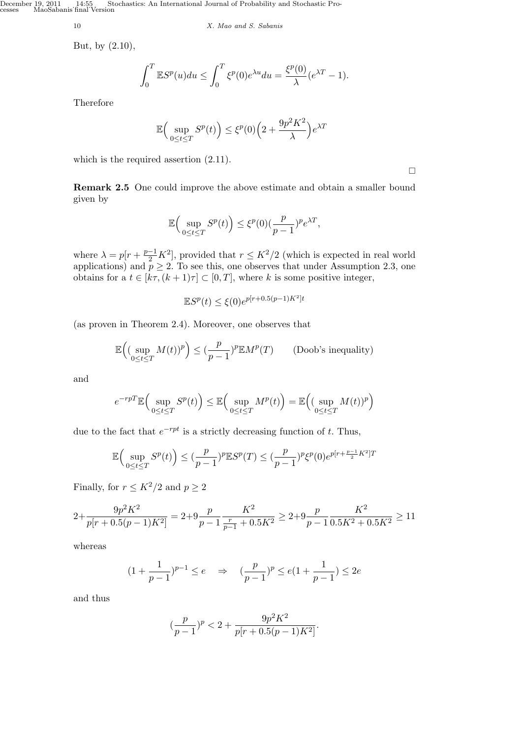But, by (2.10),

$$\int_0^T \mathbb{E}S^p(u)du \leq \int_0^T \xi^p(0)e^{\lambda u}du = \frac{\xi^p(0)}{\lambda}(e^{\lambda T} - 1).$$

Therefore

$$\mathbb{E}\Big(\sup_{0\leq t\leq T} S^p(t)\Big) \leq \xi^p(0)\Big(2 + \frac{9p^2K^2}{\lambda}\Big)e^{\lambda T}$$

which is the required assertion (2.11).

□

**Remark 2.5** One could improve the above estimate and obtain a smaller bound given by

$$\mathbb{E}\Big(\sup_{0\leq t\leq T} S^p(t)\Big) \leq \xi^p(0)(\frac{p}{p-1})^p e^{\lambda T},$$

where $\lambda = p[r + \frac{p-1}{2}K^2]$, provided that $r \leq K^2/2$ (which is expected in real world applications) and $p \geq 2$. To see this, one observes that under Assumption 2.3, one obtains for a $t \in [k\tau, (k+1)\tau] \subset [0,T]$, where $k$ is some positive integer,

$$\mathbb{E}S^p(t) \leq \xi(0)e^{p[r+0.5(p-1)K^2]t}$$

(as proven in Theorem 2.4). Moreover, one observes that

$$\mathbb{E}\Big((\sup_{0\leq t\leq T} M(t))^p\Big) \leq (\frac{p}{p-1})^p \mathbb{E}M^p(T) \qquad \text{(Doob's inequality)}$$

and

$$e^{-rpT}\mathbb{E}\Big(\sup_{0\leq t\leq T} S^p(t)\Big) \leq \mathbb{E}\Big(\sup_{0\leq t\leq T} M^p(t)\Big) = \mathbb{E}\Big((\sup_{0\leq t\leq T} M(t))^p\Big)$$

due to the fact that $e^{-rpt}$ is a strictly decreasing function of $t$. Thus,

$$\mathbb{E}\Big(\sup_{0\leq t\leq T} S^p(t)\Big) \leq (\frac{p}{p-1})^p \mathbb{E}S^p(T) \leq (\frac{p}{p-1})^p \xi^p(0)e^{p[r+\frac{p-1}{2}K^2]T}$$

Finally, for $r \leq K^2/2$ and $p \geq 2$

$$2+\frac{9p^2K^2}{p[r+0.5(p-1)K^2]} = 2+9\frac{p}{p-1}\frac{K^2}{\frac{r}{p-1}+0.5K^2} \geq 2+9\frac{p}{p-1}\frac{K^2}{0.5K^2+0.5K^2} \geq 11$$

whereas

$$(1+\frac{1}{p-1})^{p-1} \leq e \quad \Rightarrow \quad (\frac{p}{p-1})^p \leq e(1+\frac{1}{p-1}) \leq 2e$$

and thus

$$(\frac{p}{p-1})^p < 2 + \frac{9p^2K^2}{p[r+0.5(p-1)K^2]}.$$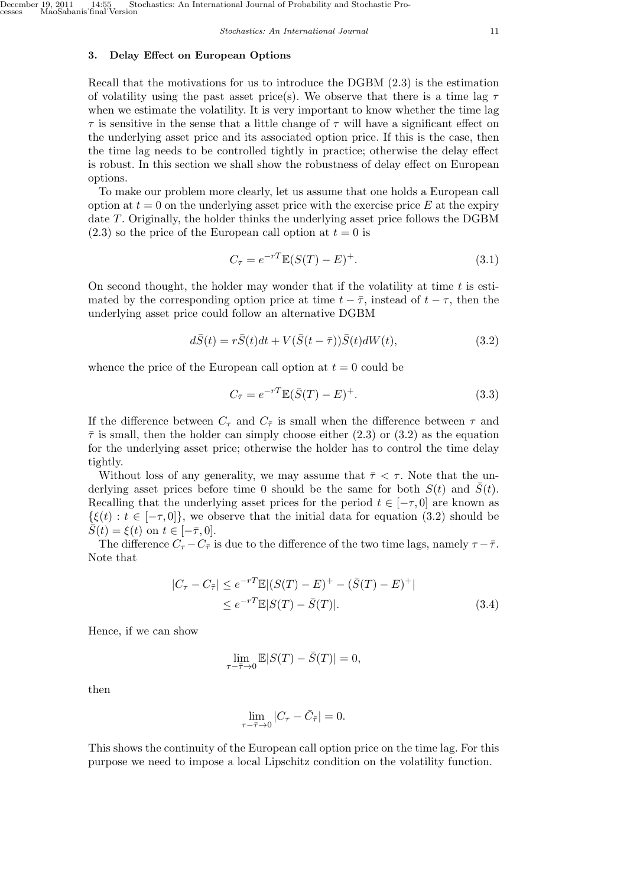## 3. Delay Effect on European Options

Recall that the motivations for us to introduce the DGBM (2.3) is the estimation of volatility using the past asset price(s). We observe that there is a time lag $\tau$ when we estimate the volatility. It is very important to know whether the time lag $\tau$ is sensitive in the sense that a little change of $\tau$ will have a significant effect on the underlying asset price and its associated option price. If this is the case, then the time lag needs to be controlled tightly in practice; otherwise the delay effect is robust. In this section we shall show the robustness of delay effect on European options.

To make our problem more clearly, let us assume that one holds a European call option at $t = 0$ on the underlying asset price with the exercise price $E$ at the expiry date $T$. Originally, the holder thinks the underlying asset price follows the DGBM (2.3) so the price of the European call option at $t = 0$ is

$$C_\tau = e^{-rT}\mathbb{E}(S(T) - E)^+. \tag{3.1}$$

On second thought, the holder may wonder that if the volatility at time $t$ is estimated by the corresponding option price at time $t - \bar{\tau}$, instead of $t - \tau$, then the underlying asset price could follow an alternative DGBM

$$d\bar{S}(t) = r\bar{S}(t)dt + V(\bar{S}(t - \bar{\tau}))\bar{S}(t)dW(t), \tag{3.2}$$

whence the price of the European call option at $t = 0$ could be

$$C_{\bar{\tau}} = e^{-rT}\mathbb{E}(\bar{S}(T) - E)^+. \tag{3.3}$$

If the difference between $C_\tau$ and $C_{\bar{\tau}}$ is small when the difference between $\tau$ and $\bar{\tau}$ is small, then the holder can simply choose either (2.3) or (3.2) as the equation for the underlying asset price; otherwise the holder has to control the time delay tightly.

Without loss of any generality, we may assume that $\bar{\tau} < \tau$. Note that the underlying asset prices before time 0 should be the same for both $S(t)$ and $\bar{S}(t)$. Recalling that the underlying asset prices for the period $t \in [-\tau, 0]$ are known as $\{\xi(t) : t \in [-\tau, 0]\}$, we observe that the initial data for equation (3.2) should be $\bar{S}(t) = \xi(t)$ on $t \in [-\bar{\tau}, 0]$.

The difference $C_\tau - C_{\bar{\tau}}$ is due to the difference of the two time lags, namely $\tau - \bar{\tau}$. Note that

$$\begin{aligned}|C_\tau - C_{\bar{\tau}}| &\le e^{-rT}\mathbb{E}|(S(T) - E)^+ - (\bar{S}(T) - E)^+| \\ &\le e^{-rT}\mathbb{E}|S(T) - \bar{S}(T)|.\end{aligned} \tag{3.4}$$

Hence, if we can show

$$\lim_{\tau - \bar{\tau} \to 0} \mathbb{E}|S(T) - \bar{S}(T)| = 0,$$

then

$$\lim_{\tau - \bar{\tau} \to 0} |C_\tau - \bar{C}_{\bar{\tau}}| = 0.$$

This shows the continuity of the European call option price on the time lag. For this purpose we need to impose a local Lipschitz condition on the volatility function.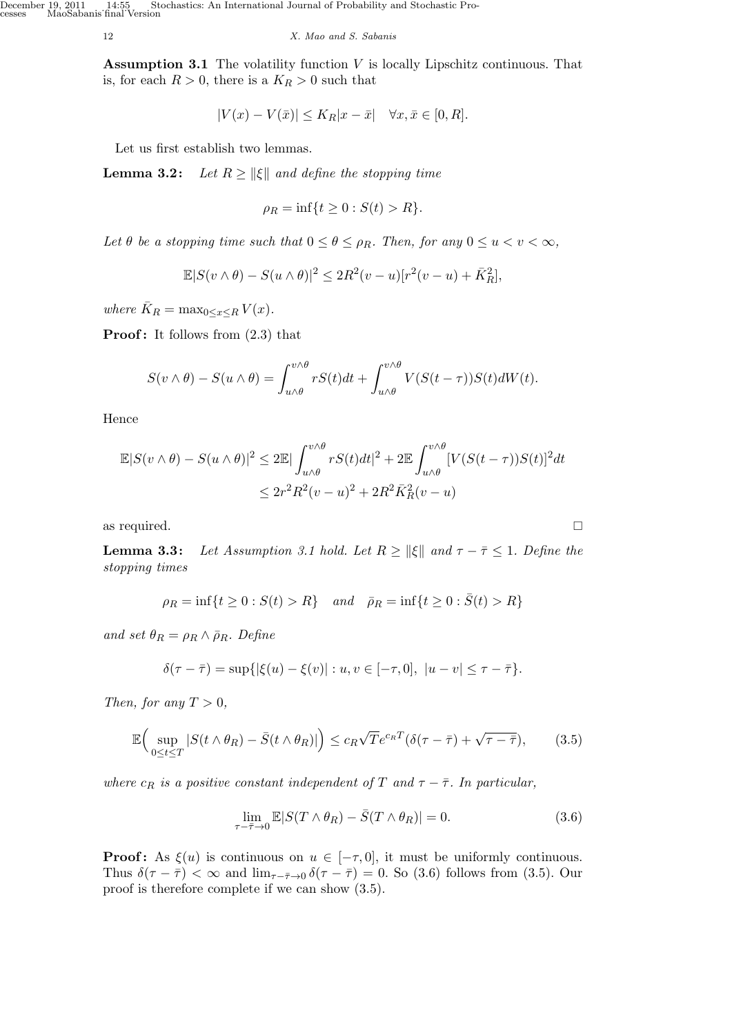**Assumption 3.1** The volatility function $V$ is locally Lipschitz continuous. That is, for each $R > 0$, there is a $K_R > 0$ such that

$$|V(x) - V(\bar{x})| \leq K_R|x - \bar{x}| \quad \forall x, \bar{x} \in [0, R].$$

Let us first establish two lemmas.

**Lemma 3.2:** *Let $R \geq \|\xi\|$ and define the stopping time*

$$\rho_R = \inf\{t \geq 0 : S(t) > R\}.$$

*Let $\theta$ be a stopping time such that $0 \leq \theta \leq \rho_R$. Then, for any $0 \leq u < v < \infty$,*

$$\mathbb{E}|S(v \wedge \theta) - S(u \wedge \theta)|^2 \leq 2R^2(v - u)[r^2(v - u) + \bar{K}_R^2],$$

*where $\bar{K}_R = \max_{0 \leq x \leq R} V(x)$.*

**Proof:** It follows from (2.3) that

$$S(v \wedge \theta) - S(u \wedge \theta) = \int_{u\wedge\theta}^{v\wedge\theta} rS(t)dt + \int_{u\wedge\theta}^{v\wedge\theta} V(S(t - \tau))S(t)dW(t).$$

Hence

$$\begin{aligned}\mathbb{E}|S(v \wedge \theta) - S(u \wedge \theta)|^2 &\leq 2\mathbb{E}|\int_{u\wedge\theta}^{v\wedge\theta} rS(t)dt|^2 + 2\mathbb{E}\int_{u\wedge\theta}^{v\wedge\theta} [V(S(t - \tau))S(t)]^2 dt \\ &\leq 2r^2R^2(v - u)^2 + 2R^2\bar{K}_R^2(v - u)\end{aligned}$$

as required. □

**Lemma 3.3:** *Let Assumption 3.1 hold. Let $R \geq \|\xi\|$ and $\tau - \bar{\tau} \leq 1$. Define the stopping times*

$$\rho_R = \inf\{t \geq 0 : S(t) > R\} \quad \text{and} \quad \bar{\rho}_R = \inf\{t \geq 0 : \bar{S}(t) > R\}$$

*and set $\theta_R = \rho_R \wedge \bar{\rho}_R$. Define*

$$\delta(\tau - \bar{\tau}) = \sup\{|\xi(u) - \xi(v)| : u, v \in [-\tau, 0],\ |u - v| \leq \tau - \bar{\tau}\}.$$

*Then, for any $T > 0$,*

$$\mathbb{E}\Big(\sup_{0\leq t\leq T} |S(t \wedge \theta_R) - \bar{S}(t \wedge \theta_R)|\Big) \leq c_R\sqrt{T}e^{c_R T}(\delta(\tau - \bar{\tau}) + \sqrt{\tau - \bar{\tau}}), \tag{3.5}$$

*where $c_R$ is a positive constant independent of $T$ and $\tau - \bar{\tau}$. In particular,*

$$\lim_{\tau-\bar{\tau}\to 0} \mathbb{E}|S(T \wedge \theta_R) - \bar{S}(T \wedge \theta_R)| = 0. \tag{3.6}$$

**Proof:** As $\xi(u)$ is continuous on $u \in [-\tau, 0]$, it must be uniformly continuous. Thus $\delta(\tau - \bar{\tau}) < \infty$ and $\lim_{\tau-\bar{\tau}\to 0} \delta(\tau - \bar{\tau}) = 0$. So (3.6) follows from (3.5). Our proof is therefore complete if we can show (3.5).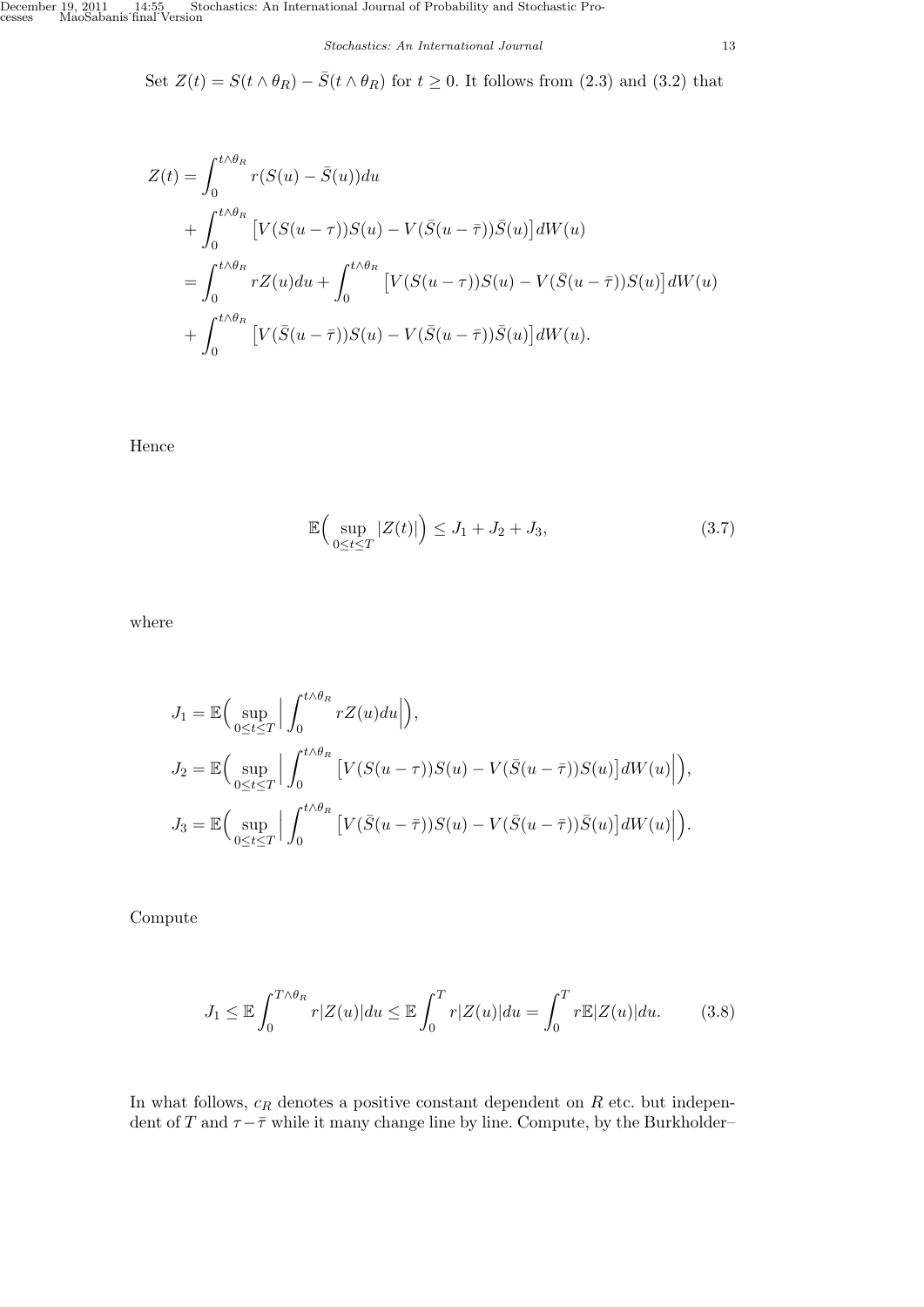Set $Z(t) = S(t \wedge \theta_R) - \bar{S}(t \wedge \theta_R)$ for $t \geq 0$. It follows from (2.3) and (3.2) that

$$
\begin{aligned}
Z(t) &= \int_0^{t\wedge\theta_R} r(S(u) - \bar{S}(u))du \\
&\quad + \int_0^{t\wedge\theta_R} \big[V(S(u-\tau))S(u) - V(\bar{S}(u-\bar{\tau}))\bar{S}(u)\big]dW(u) \\
&= \int_0^{t\wedge\theta_R} rZ(u)du + \int_0^{t\wedge\theta_R} \big[V(S(u-\tau))S(u) - V(\bar{S}(u-\bar{\tau}))S(u)\big]dW(u) \\
&\quad + \int_0^{t\wedge\theta_R} \big[V(\bar{S}(u-\bar{\tau}))S(u) - V(\bar{S}(u-\bar{\tau}))\bar{S}(u)\big]dW(u).
\end{aligned}
$$

Hence

$$
\mathbb{E}\Big(\sup_{0\leq t\leq T} |Z(t)|\Big) \leq J_1 + J_2 + J_3, \tag{3.7}
$$

where

$$
\begin{aligned}
J_1 &= \mathbb{E}\Big(\sup_{0\leq t\leq T} \Big|\int_0^{t\wedge\theta_R} rZ(u)du\Big|\Big), \\
J_2 &= \mathbb{E}\Big(\sup_{0\leq t\leq T} \Big|\int_0^{t\wedge\theta_R} \big[V(S(u-\tau))S(u) - V(\bar{S}(u-\bar{\tau}))S(u)\big]dW(u)\Big|\Big), \\
J_3 &= \mathbb{E}\Big(\sup_{0\leq t\leq T} \Big|\int_0^{t\wedge\theta_R} \big[V(\bar{S}(u-\bar{\tau}))S(u) - V(\bar{S}(u-\bar{\tau}))\bar{S}(u)\big]dW(u)\Big|\Big).
\end{aligned}
$$

Compute

$$
J_1 \leq \mathbb{E}\int_0^{T\wedge\theta_R} r|Z(u)|du \leq \mathbb{E}\int_0^T r|Z(u)|du = \int_0^T r\mathbb{E}|Z(u)|du. \tag{3.8}
$$

In what follows, $c_R$ denotes a positive constant dependent on $R$ etc. but independent of $T$ and $\tau - \bar{\tau}$ while it many change line by line. Compute, by the Burkholder–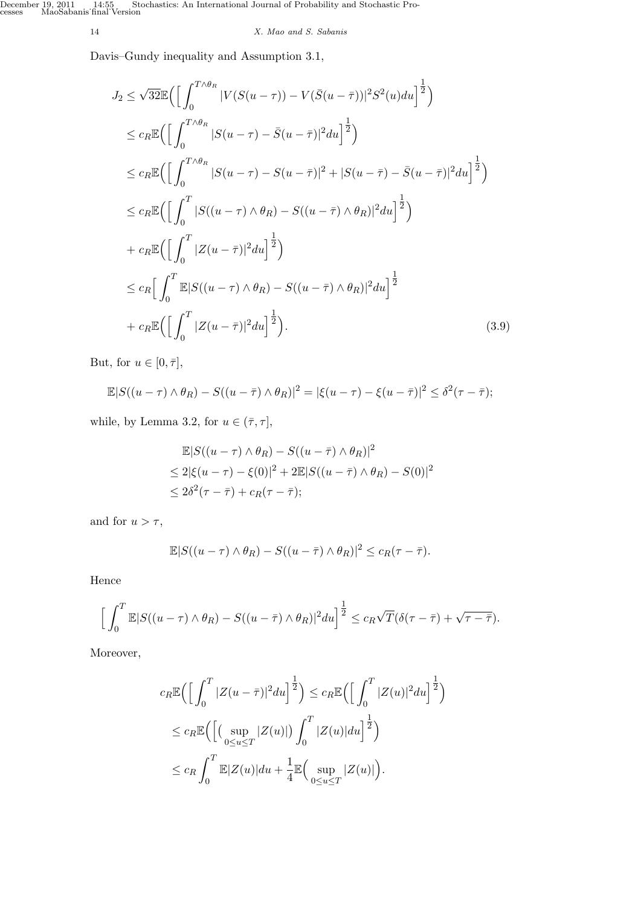Davis–Gundy inequality and Assumption 3.1,

$$
\begin{aligned}
J_2 &\le \sqrt{32}\mathbb{E}\Big(\Big[\int_0^{T\wedge\theta_R} |V(S(u-\tau)) - V(\bar{S}(u-\bar{\tau}))|^2 S^2(u)du\Big]^{\frac{1}{2}}\Big) \\
&\le c_R \mathbb{E}\Big(\Big[\int_0^{T\wedge\theta_R} |S(u-\tau) - \bar{S}(u-\bar{\tau})|^2 du\Big]^{\frac{1}{2}}\Big) \\
&\le c_R \mathbb{E}\Big(\Big[\int_0^{T\wedge\theta_R} |S(u-\tau) - S(u-\bar{\tau})|^2 + |S(u-\bar{\tau}) - \bar{S}(u-\bar{\tau})|^2 du\Big]^{\frac{1}{2}}\Big) \\
&\le c_R \mathbb{E}\Big(\Big[\int_0^{T} |S((u-\tau)\wedge\theta_R) - S((u-\bar{\tau})\wedge\theta_R)|^2 du\Big]^{\frac{1}{2}}\Big) \\
&\quad + c_R \mathbb{E}\Big(\Big[\int_0^{T} |Z(u-\bar{\tau})|^2 du\Big]^{\frac{1}{2}}\Big) \\
&\le c_R \Big[\int_0^{T} \mathbb{E}|S((u-\tau)\wedge\theta_R) - S((u-\bar{\tau})\wedge\theta_R)|^2 du\Big]^{\frac{1}{2}} \\
&\quad + c_R \mathbb{E}\Big(\Big[\int_0^{T} |Z(u-\bar{\tau})|^2 du\Big]^{\frac{1}{2}}\Big). 
\end{aligned} \tag{3.9}
$$

But, for $u \in [0, \bar{\tau}]$,

$$
\mathbb{E}|S((u-\tau)\wedge\theta_R) - S((u-\bar{\tau})\wedge\theta_R)|^2 = |\xi(u-\tau) - \xi(u-\bar{\tau})|^2 \le \delta^2(\tau-\bar{\tau});
$$

while, by Lemma 3.2, for $u \in (\bar{\tau}, \tau]$,

$$
\begin{aligned}
&\mathbb{E}|S((u-\tau)\wedge\theta_R) - S((u-\bar{\tau})\wedge\theta_R)|^2 \\
&\le 2|\xi(u-\tau) - \xi(0)|^2 + 2\mathbb{E}|S((u-\bar{\tau})\wedge\theta_R) - S(0)|^2 \\
&\le 2\delta^2(\tau-\bar{\tau}) + c_R(\tau-\bar{\tau});
\end{aligned}
$$

and for $u > \tau$,

$$
\mathbb{E}|S((u-\tau)\wedge\theta_R) - S((u-\bar{\tau})\wedge\theta_R)|^2 \le c_R(\tau-\bar{\tau}).
$$

Hence

$$
\Big[\int_0^T \mathbb{E}|S((u-\tau)\wedge\theta_R) - S((u-\bar{\tau})\wedge\theta_R)|^2 du\Big]^{\frac{1}{2}} \le c_R\sqrt{T}(\delta(\tau-\bar{\tau}) + \sqrt{\tau-\bar{\tau}}).
$$

Moreover,

$$
\begin{aligned}
c_R\mathbb{E}\Big(\Big[\int_0^T |Z(u-\bar{\tau})|^2 du\Big]^{\frac{1}{2}}\Big) &\le c_R\mathbb{E}\Big(\Big[\int_0^T |Z(u)|^2 du\Big]^{\frac{1}{2}}\Big) \\
&\le c_R\mathbb{E}\Big(\Big[\Big(\sup_{0\le u\le T}|Z(u)|\Big)\int_0^T |Z(u)|du\Big]^{\frac{1}{2}}\Big) \\
&\le c_R\int_0^T \mathbb{E}|Z(u)|du + \frac{1}{4}\mathbb{E}\Big(\sup_{0\le u\le T}|Z(u)|\Big).
\end{aligned}
$$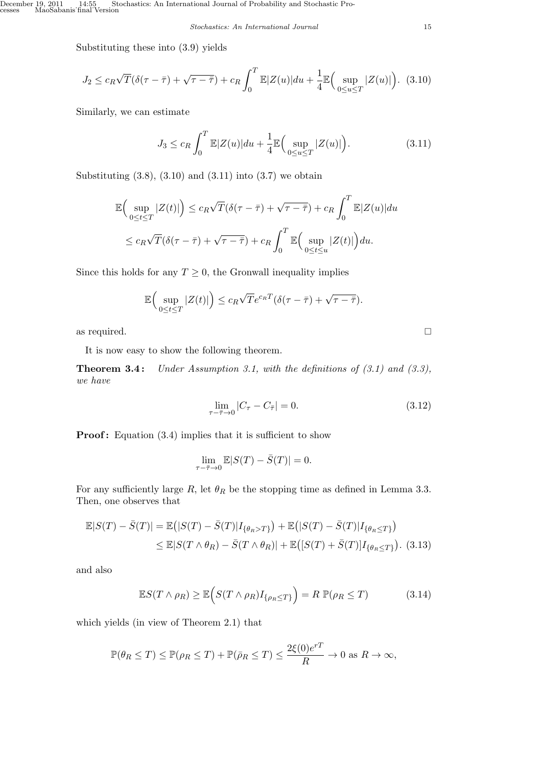Substituting these into (3.9) yields

$$J_2 \le c_R \sqrt{T}(\delta(\tau - \bar{\tau}) + \sqrt{\tau - \bar{\tau}}) + c_R \int_0^T \mathbb{E}|Z(u)|du + \frac{1}{4}\mathbb{E}\Big(\sup_{0\le u\le T} |Z(u)|\Big). \quad (3.10)$$

Similarly, we can estimate

$$J_3 \le c_R \int_0^T \mathbb{E}|Z(u)|du + \frac{1}{4}\mathbb{E}\Big(\sup_{0\le u\le T} |Z(u)|\Big). \quad (3.11)$$

Substituting (3.8), (3.10) and (3.11) into (3.7) we obtain

$$\begin{aligned}
\mathbb{E}\Big(\sup_{0\le t\le T} |Z(t)|\Big) &\le c_R \sqrt{T}(\delta(\tau - \bar{\tau}) + \sqrt{\tau - \bar{\tau}}) + c_R \int_0^T \mathbb{E}|Z(u)|du \\
&\le c_R \sqrt{T}(\delta(\tau - \bar{\tau}) + \sqrt{\tau - \bar{\tau}}) + c_R \int_0^T \mathbb{E}\Big(\sup_{0\le t\le u} |Z(t)|\Big)du.
\end{aligned}$$

Since this holds for any $T \ge 0$, the Gronwall inequality implies

$$\mathbb{E}\Big(\sup_{0\le t\le T} |Z(t)|\Big) \le c_R \sqrt{T} e^{c_R T}(\delta(\tau - \bar{\tau}) + \sqrt{\tau - \bar{\tau}}).$$

as required. □

It is now easy to show the following theorem.

**Theorem 3.4:** *Under Assumption 3.1, with the definitions of (3.1) and (3.3), we have*

$$\lim_{\tau - \bar{\tau} \to 0} |C_\tau - C_{\bar{\tau}}| = 0. \quad (3.12)$$

**Proof:** Equation (3.4) implies that it is sufficient to show

$$\lim_{\tau - \bar{\tau} \to 0} \mathbb{E}|S(T) - \bar{S}(T)| = 0.$$

For any sufficiently large $R$, let $\theta_R$ be the stopping time as defined in Lemma 3.3. Then, one observes that

$$\begin{aligned}
\mathbb{E}|S(T) - \bar{S}(T)| &= \mathbb{E}\big(|S(T) - \bar{S}(T)| I_{\{\theta_R > T\}}\big) + \mathbb{E}\big(|S(T) - \bar{S}(T)| I_{\{\theta_R \le T\}}\big) \\
&\le \mathbb{E}|S(T\wedge\theta_R) - \bar{S}(T\wedge\theta_R)| + \mathbb{E}\big([S(T) + \bar{S}(T)] I_{\{\theta_R \le T\}}\big). \quad (3.13)
\end{aligned}$$

and also

$$\mathbb{E}S(T\wedge\rho_R) \ge \mathbb{E}\Big(S(T\wedge\rho_R) I_{\{\rho_R \le T\}}\Big) = R\ \mathbb{P}(\rho_R \le T) \quad (3.14)$$

which yields (in view of Theorem 2.1) that

$$\mathbb{P}(\theta_R \le T) \le \mathbb{P}(\rho_R \le T) + \mathbb{P}(\bar{\rho}_R \le T) \le \frac{2\xi(0)e^{rT}}{R} \to 0 \text{ as } R \to \infty,$$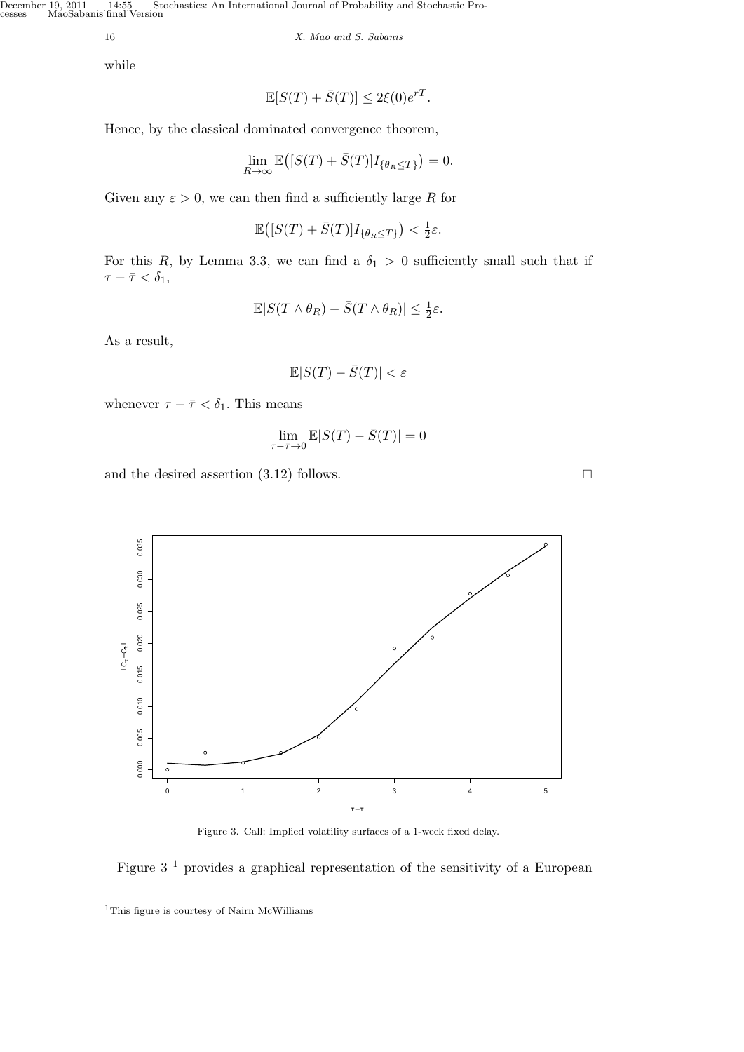while

$$\mathbb{E}[S(T) + \bar{S}(T)] \leq 2\xi(0)e^{rT}.$$

Hence, by the classical dominated convergence theorem,

$$\lim_{R\to\infty} \mathbb{E}\big([S(T) + \bar{S}(T)]I_{\{\theta_R \leq T\}}\big) = 0.$$

Given any $\varepsilon > 0$, we can then find a sufficiently large $R$ for

$$\mathbb{E}\big([S(T) + \bar{S}(T)]I_{\{\theta_R \leq T\}}\big) < \tfrac{1}{2}\varepsilon.$$

For this $R$, by Lemma 3.3, we can find a $\delta_1 > 0$ sufficiently small such that if $\tau - \bar{\tau} < \delta_1$,

$$\mathbb{E}|S(T \wedge \theta_R) - \bar{S}(T \wedge \theta_R)| \leq \tfrac{1}{2}\varepsilon.$$

As a result,

$$\mathbb{E}|S(T) - \bar{S}(T)| < \varepsilon$$

whenever $\tau - \bar{\tau} < \delta_1$. This means

$$\lim_{\tau - \bar{\tau} \to 0} \mathbb{E}|S(T) - \bar{S}(T)| = 0$$

and the desired assertion (3.12) follows. □

Figure 3. Call: Implied volatility surfaces of a 1-week fixed delay.

Figure 3 [1] provides a graphical representation of the sensitivity of a European

[1] This figure is courtesy of Nairn McWilliams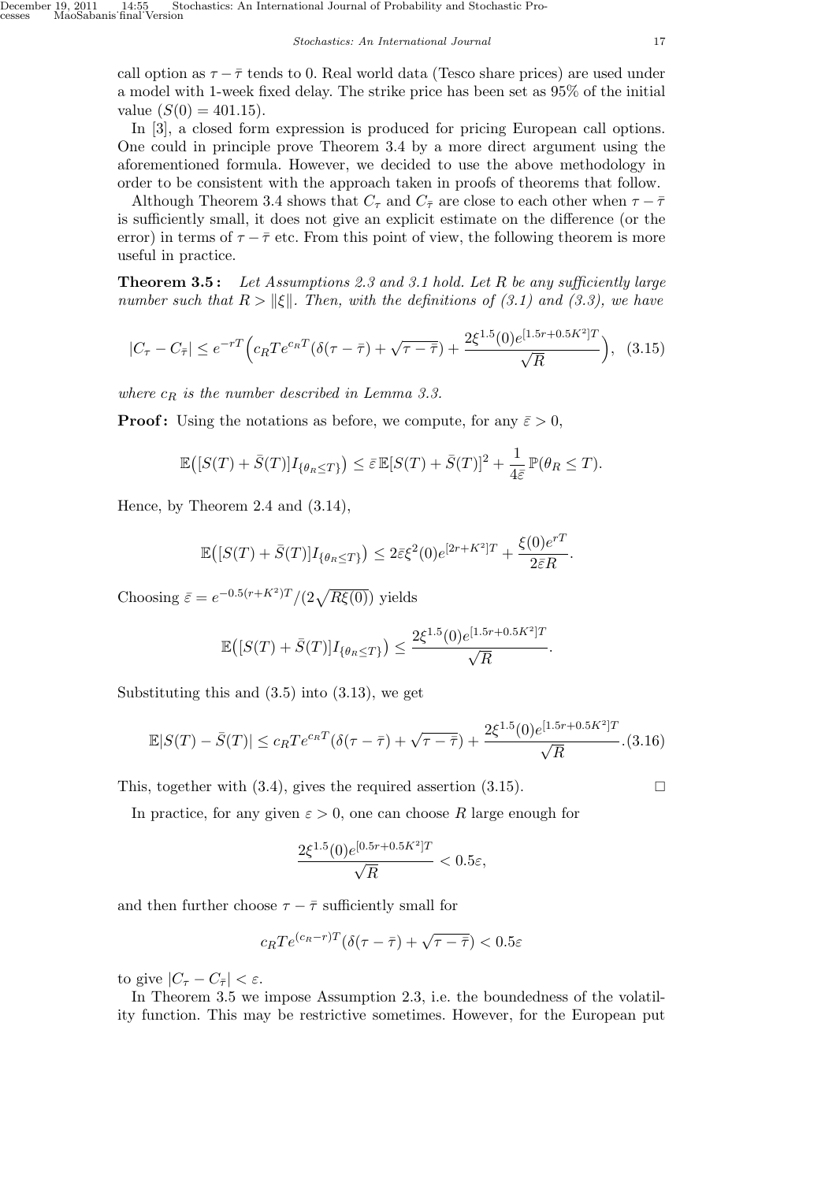call option as $\tau - \bar{\tau}$ tends to 0. Real world data (Tesco share prices) are used under a model with 1-week fixed delay. The strike price has been set as 95% of the initial value ($S(0) = 401.15$).

In [3], a closed form expression is produced for pricing European call options. One could in principle prove Theorem 3.4 by a more direct argument using the aforementioned formula. However, we decided to use the above methodology in order to be consistent with the approach taken in proofs of theorems that follow.

Although Theorem 3.4 shows that $C_\tau$ and $C_{\bar{\tau}}$ are close to each other when $\tau - \bar{\tau}$ is sufficiently small, it does not give an explicit estimate on the difference (or the error) in terms of $\tau - \bar{\tau}$ etc. From this point of view, the following theorem is more useful in practice.

**Theorem 3.5 :** *Let Assumptions 2.3 and 3.1 hold. Let $R$ be any sufficiently large number such that $R > \|\xi\|$. Then, with the definitions of (3.1) and (3.3), we have*

$$|C_\tau - C_{\bar{\tau}}| \le e^{-rT}\Big(c_R T e^{c_R T}(\delta(\tau - \bar{\tau}) + \sqrt{\tau - \bar{\tau}}) + \frac{2\xi^{1.5}(0)e^{[1.5r+0.5K^2]T}}{\sqrt{R}}\Big), \quad (3.15)$$

*where $c_R$ is the number described in Lemma 3.3.*

**Proof:** Using the notations as before, we compute, for any $\bar{\varepsilon} > 0$,

$$\mathbb{E}\big([S(T) + \bar{S}(T)]I_{\{\theta_R \le T\}}\big) \le \bar{\varepsilon}\,\mathbb{E}[S(T) + \bar{S}(T)]^2 + \frac{1}{4\bar{\varepsilon}}\,\mathbb{P}(\theta_R \le T).$$

Hence, by Theorem 2.4 and (3.14),

$$\mathbb{E}\big([S(T) + \bar{S}(T)]I_{\{\theta_R \le T\}}\big) \le 2\bar{\varepsilon}\xi^2(0)e^{[2r+K^2]T} + \frac{\xi(0)e^{rT}}{2\bar{\varepsilon}R}.$$

Choosing $\bar{\varepsilon} = e^{-0.5(r+K^2)T}/(2\sqrt{R\xi(0)})$ yields

$$\mathbb{E}\big([S(T) + \bar{S}(T)]I_{\{\theta_R \le T\}}\big) \le \frac{2\xi^{1.5}(0)e^{[1.5r+0.5K^2]T}}{\sqrt{R}}.$$

Substituting this and (3.5) into (3.13), we get

$$\mathbb{E}|S(T) - \bar{S}(T)| \le c_R T e^{c_R T}(\delta(\tau - \bar{\tau}) + \sqrt{\tau - \bar{\tau}}) + \frac{2\xi^{1.5}(0)e^{[1.5r+0.5K^2]T}}{\sqrt{R}}. (3.16)$$

This, together with (3.4), gives the required assertion (3.15). $\square$

In practice, for any given $\varepsilon > 0$, one can choose $R$ large enough for

$$\frac{2\xi^{1.5}(0)e^{[0.5r+0.5K^2]T}}{\sqrt{R}} < 0.5\varepsilon,$$

and then further choose $\tau - \bar{\tau}$ sufficiently small for

$$c_R T e^{(c_R - r)T}(\delta(\tau - \bar{\tau}) + \sqrt{\tau - \bar{\tau}}) < 0.5\varepsilon$$

to give $|C_\tau - C_{\bar{\tau}}| < \varepsilon$.

In Theorem 3.5 we impose Assumption 2.3, i.e. the boundedness of the volatility function. This may be restrictive sometimes. However, for the European put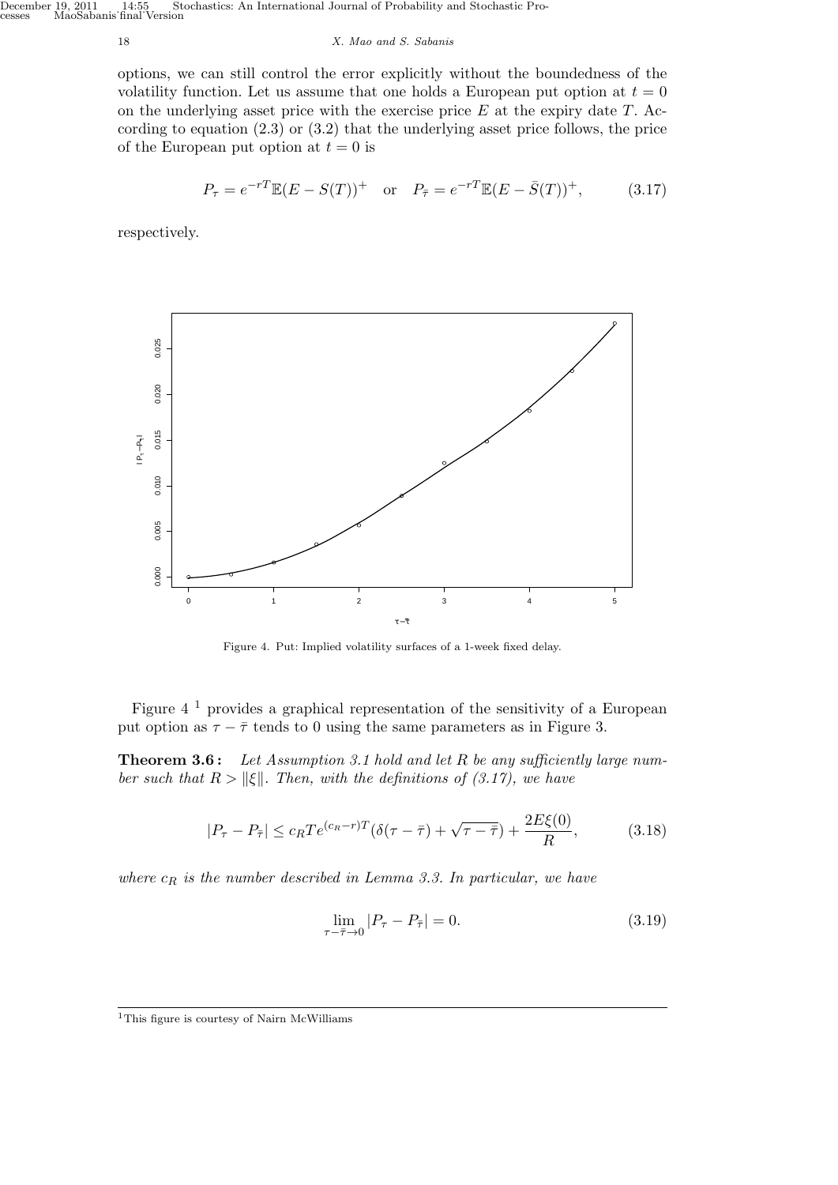options, we can still control the error explicitly without the boundedness of the volatility function. Let us assume that one holds a European put option at $t = 0$ on the underlying asset price with the exercise price $E$ at the expiry date $T$. According to equation (2.3) or (3.2) that the underlying asset price follows, the price of the European put option at $t = 0$ is

$$P_\tau = e^{-rT}\mathbb{E}(E - S(T))^+ \quad \text{or} \quad P_{\bar\tau} = e^{-rT}\mathbb{E}(E - \bar S(T))^+, \tag{3.17}$$

respectively.

Figure 4. Put: Implied volatility surfaces of a 1-week fixed delay.

Figure 4 [1] provides a graphical representation of the sensitivity of a European put option as $\tau - \bar\tau$ tends to 0 using the same parameters as in Figure 3.

**Theorem 3.6 :** *Let Assumption 3.1 hold and let $R$ be any sufficiently large number such that $R > \|\xi\|$. Then, with the definitions of (3.17), we have*

$$|P_\tau - P_{\bar\tau}| \le c_R T e^{(c_R - r)T}(\delta(\tau - \bar\tau) + \sqrt{\tau - \bar\tau}) + \frac{2E\xi(0)}{R}, \tag{3.18}$$

*where $c_R$ is the number described in Lemma 3.3. In particular, we have*

$$\lim_{\tau - \bar\tau \to 0} |P_\tau - P_{\bar\tau}| = 0. \tag{3.19}$$

[1] This figure is courtesy of Nairn McWilliams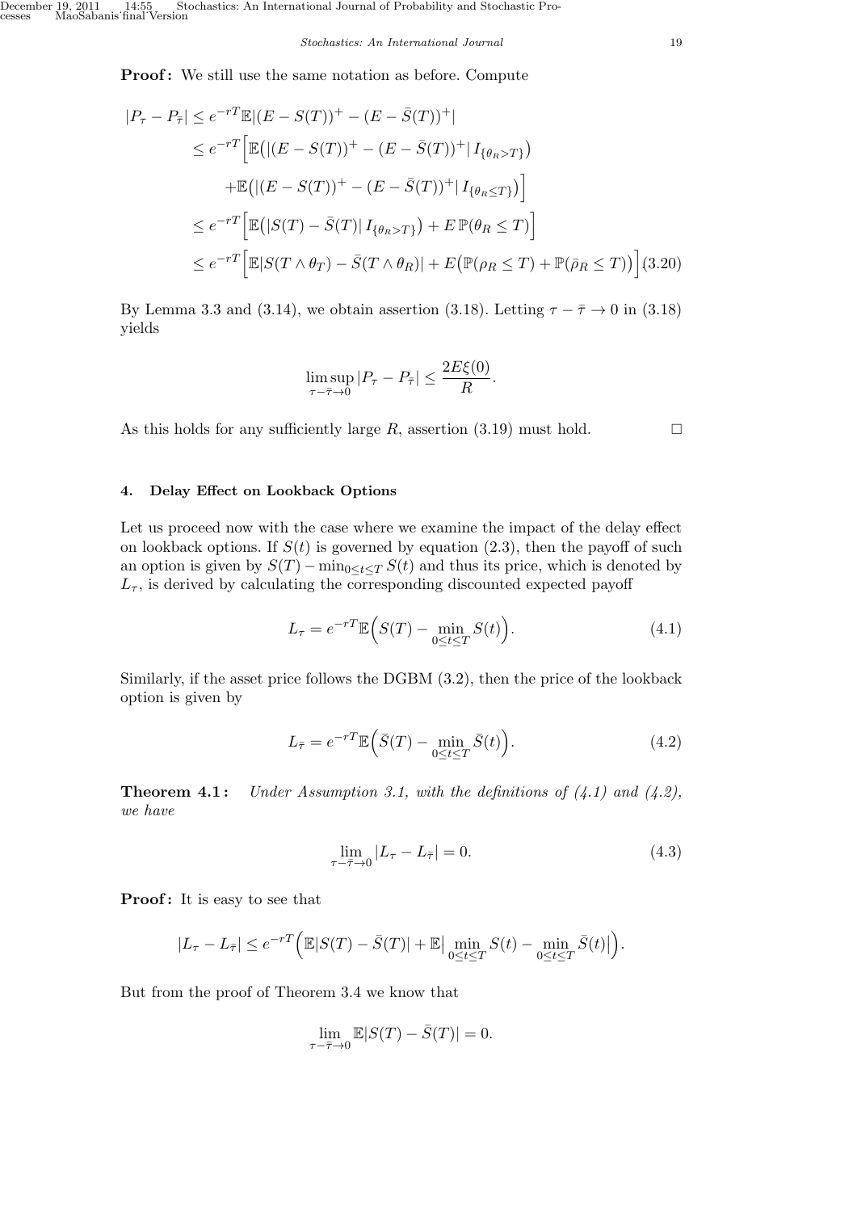**Proof:** We still use the same notation as before. Compute

$$
\begin{aligned}
|P_\tau - P_{\bar\tau}| &\le e^{-rT}\mathbb{E}|(E-S(T))^+ - (E-\bar S(T))^+| \\
&\le e^{-rT}\Big[\mathbb{E}\big(|(E-S(T))^+ - (E-\bar S(T))^+|\, I_{\{\theta_R > T\}}\big) \\
&\quad + \mathbb{E}\big(|(E-S(T))^+ - (E-\bar S(T))^+|\, I_{\{\theta_R \le T\}}\big)\Big] \\
&\le e^{-rT}\Big[\mathbb{E}\big(|S(T)-\bar S(T)|\, I_{\{\theta_R > T\}}\big) + E\,\mathbb{P}(\theta_R \le T)\Big] \\
&\le e^{-rT}\Big[\mathbb{E}|S(T\wedge\theta_T) - \bar S(T\wedge\theta_R)| + E\big(\mathbb{P}(\rho_R \le T) + \mathbb{P}(\bar\rho_R \le T)\big)\Big] \quad (3.20)
\end{aligned}
$$

By Lemma 3.3 and (3.14), we obtain assertion (3.18). Letting $\tau - \bar\tau \to 0$ in (3.18) yields

$$
\limsup_{\tau-\bar\tau\to 0} |P_\tau - P_{\bar\tau}| \le \frac{2E\xi(0)}{R}.
$$

As this holds for any sufficiently large $R$, assertion (3.19) must hold. □

## 4. Delay Effect on Lookback Options

Let us proceed now with the case where we examine the impact of the delay effect on lookback options. If $S(t)$ is governed by equation (2.3), then the payoff of such an option is given by $S(T) - \min_{0\le t\le T} S(t)$ and thus its price, which is denoted by $L_\tau$, is derived by calculating the corresponding discounted expected payoff

$$
L_\tau = e^{-rT}\mathbb{E}\Big(S(T) - \min_{0\le t\le T} S(t)\Big). \quad (4.1)
$$

Similarly, if the asset price follows the DGBM (3.2), then the price of the lookback option is given by

$$
L_{\bar\tau} = e^{-rT}\mathbb{E}\Big(\bar S(T) - \min_{0\le t\le T} \bar S(t)\Big). \quad (4.2)
$$

**Theorem 4.1:** *Under Assumption 3.1, with the definitions of (4.1) and (4.2), we have*

$$
\lim_{\tau-\bar\tau\to 0} |L_\tau - L_{\bar\tau}| = 0. \quad (4.3)
$$

**Proof:** It is easy to see that

$$
|L_\tau - L_{\bar\tau}| \le e^{-rT}\Big(\mathbb{E}|S(T)-\bar S(T)| + \mathbb{E}\big|\min_{0\le t\le T} S(t) - \min_{0\le t\le T}\bar S(t)\big|\Big).
$$

But from the proof of Theorem 3.4 we know that

$$
\lim_{\tau-\bar\tau\to 0} \mathbb{E}|S(T) - \bar S(T)| = 0.
$$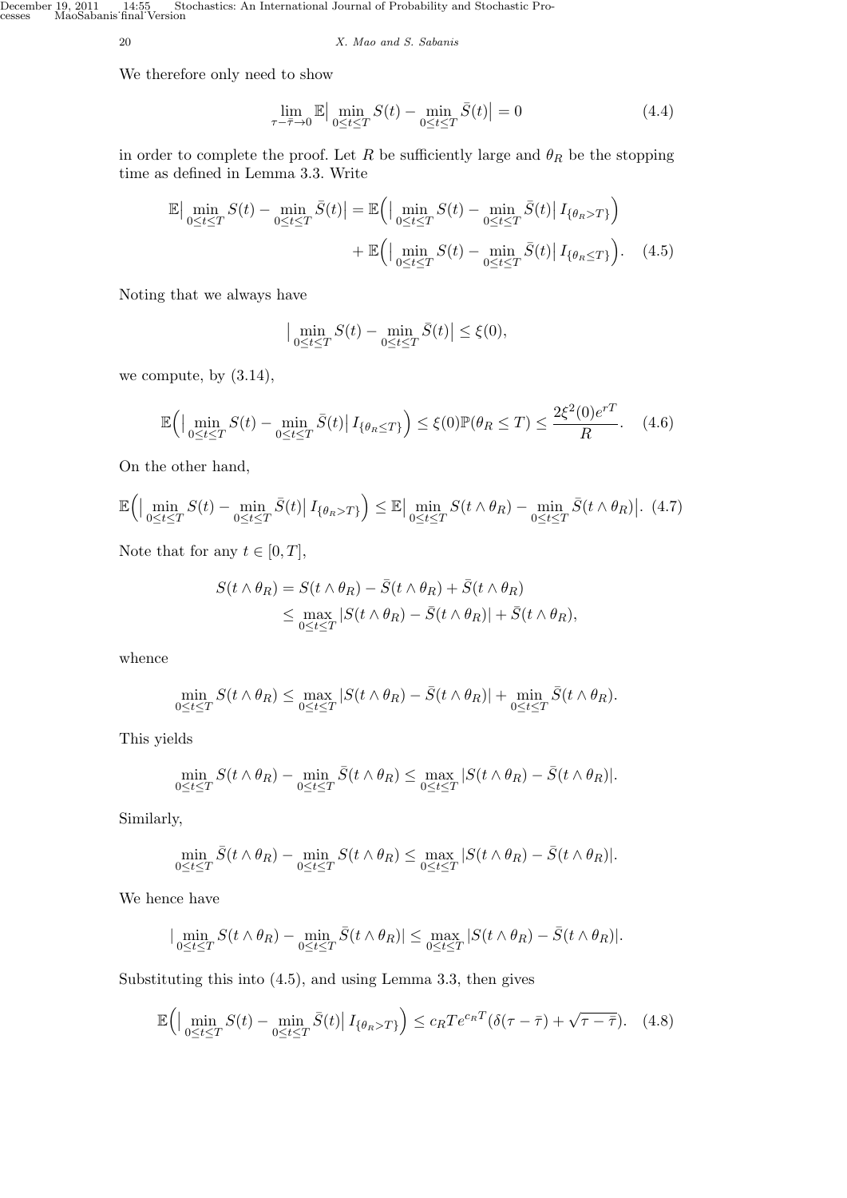We therefore only need to show

$$\lim_{\tau - \bar{\tau} \to 0} \mathbb{E} \big| \min_{0 \le t \le T} S(t) - \min_{0 \le t \le T} \bar{S}(t) \big| = 0 \tag{4.4}$$

in order to complete the proof. Let $R$ be sufficiently large and $\theta_R$ be the stopping time as defined in Lemma 3.3. Write

$$\begin{aligned} \mathbb{E} \big| \min_{0 \le t \le T} S(t) - \min_{0 \le t \le T} \bar{S}(t) \big| &= \mathbb{E} \Big( \big| \min_{0 \le t \le T} S(t) - \min_{0 \le t \le T} \bar{S}(t) \big| \, I_{\{\theta_R > T\}} \Big) \\ &\quad + \mathbb{E} \Big( \big| \min_{0 \le t \le T} S(t) - \min_{0 \le t \le T} \bar{S}(t) \big| \, I_{\{\theta_R \le T\}} \Big). \end{aligned} \tag{4.5}$$

Noting that we always have

$$\big| \min_{0 \le t \le T} S(t) - \min_{0 \le t \le T} \bar{S}(t) \big| \le \xi(0),$$

we compute, by (3.14),

$$\mathbb{E} \Big( \big| \min_{0 \le t \le T} S(t) - \min_{0 \le t \le T} \bar{S}(t) \big| \, I_{\{\theta_R \le T\}} \Big) \le \xi(0) \mathbb{P}(\theta_R \le T) \le \frac{2\xi^2(0) e^{rT}}{R}. \tag{4.6}$$

On the other hand,

$$\mathbb{E} \Big( \big| \min_{0 \le t \le T} S(t) - \min_{0 \le t \le T} \bar{S}(t) \big| \, I_{\{\theta_R > T\}} \Big) \le \mathbb{E} \big| \min_{0 \le t \le T} S(t \wedge \theta_R) - \min_{0 \le t \le T} \bar{S}(t \wedge \theta_R) \big|. \tag{4.7}$$

Note that for any $t \in [0, T]$,

$$\begin{aligned} S(t \wedge \theta_R) &= S(t \wedge \theta_R) - \bar{S}(t \wedge \theta_R) + \bar{S}(t \wedge \theta_R) \\ &\le \max_{0 \le t \le T} |S(t \wedge \theta_R) - \bar{S}(t \wedge \theta_R)| + \bar{S}(t \wedge \theta_R), \end{aligned}$$

whence

$$\min_{0 \le t \le T} S(t \wedge \theta_R) \le \max_{0 \le t \le T} |S(t \wedge \theta_R) - \bar{S}(t \wedge \theta_R)| + \min_{0 \le t \le T} \bar{S}(t \wedge \theta_R).$$

This yields

$$\min_{0 \le t \le T} S(t \wedge \theta_R) - \min_{0 \le t \le T} \bar{S}(t \wedge \theta_R) \le \max_{0 \le t \le T} |S(t \wedge \theta_R) - \bar{S}(t \wedge \theta_R)|.$$

Similarly,

$$\min_{0 \le t \le T} \bar{S}(t \wedge \theta_R) - \min_{0 \le t \le T} S(t \wedge \theta_R) \le \max_{0 \le t \le T} |S(t \wedge \theta_R) - \bar{S}(t \wedge \theta_R)|.$$

We hence have

$$|\min_{0 \le t \le T} S(t \wedge \theta_R) - \min_{0 \le t \le T} \bar{S}(t \wedge \theta_R)| \le \max_{0 \le t \le T} |S(t \wedge \theta_R) - \bar{S}(t \wedge \theta_R)|.$$

Substituting this into (4.5), and using Lemma 3.3, then gives

$$\mathbb{E} \Big( \big| \min_{0 \le t \le T} S(t) - \min_{0 \le t \le T} \bar{S}(t) \big| \, I_{\{\theta_R > T\}} \Big) \le c_R T e^{c_R T} (\delta(\tau - \bar{\tau}) + \sqrt{\tau - \bar{\tau}}). \tag{4.8}$$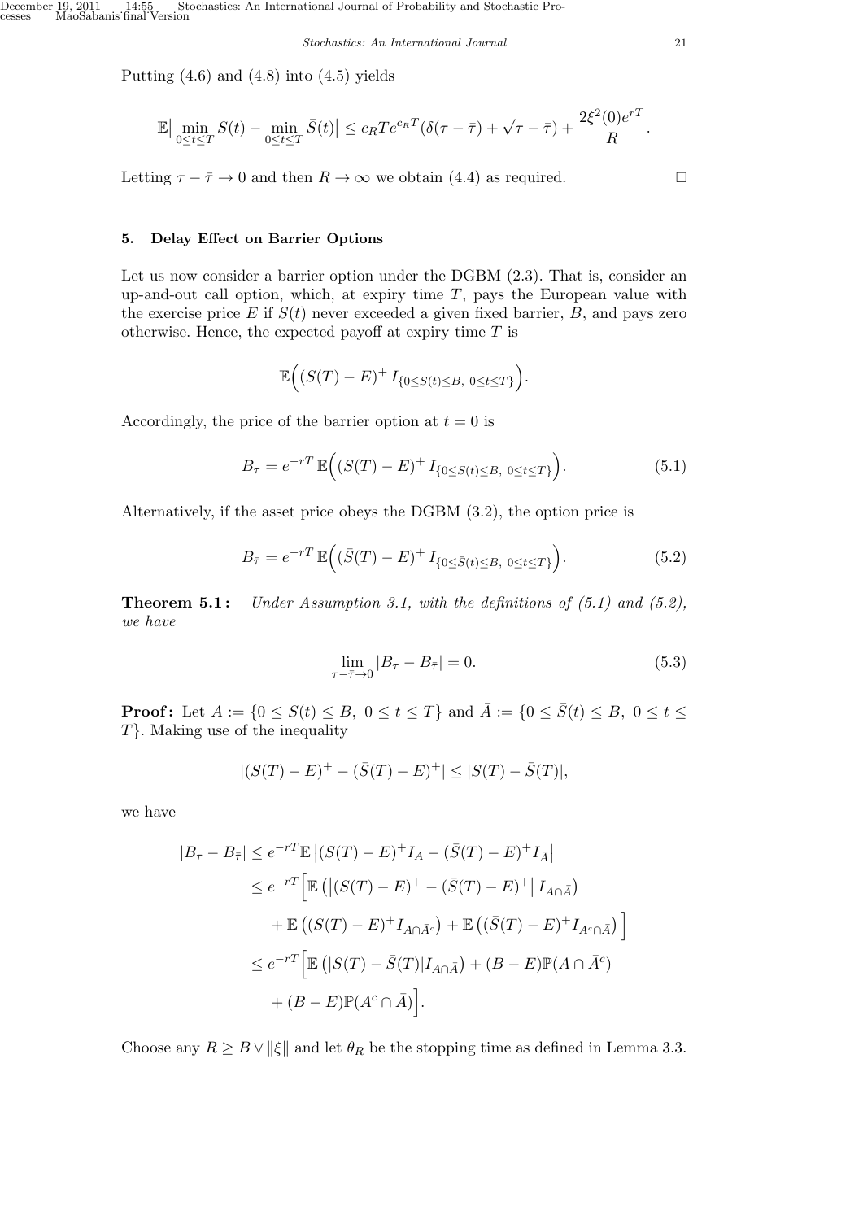Putting (4.6) and (4.8) into (4.5) yields

$$\mathbb{E}\big|\min_{0\le t\le T} S(t) - \min_{0\le t\le T}\bar{S}(t)\big| \le c_R T e^{c_R T}(\delta(\tau-\bar{\tau}) + \sqrt{\tau-\bar{\tau}}) + \frac{2\xi^2(0)e^{rT}}{R}.$$

Letting $\tau - \bar{\tau} \to 0$ and then $R \to \infty$ we obtain (4.4) as required. □

## 5. Delay Effect on Barrier Options

Let us now consider a barrier option under the DGBM (2.3). That is, consider an up-and-out call option, which, at expiry time $T$, pays the European value with the exercise price $E$ if $S(t)$ never exceeded a given fixed barrier, $B$, and pays zero otherwise. Hence, the expected payoff at expiry time $T$ is

$$\mathbb{E}\Big((S(T)-E)^+ I_{\{0\le S(t)\le B,\ 0\le t\le T\}}\Big).$$

Accordingly, the price of the barrier option at $t = 0$ is

$$B_\tau = e^{-rT}\,\mathbb{E}\Big((S(T)-E)^+ I_{\{0\le S(t)\le B,\ 0\le t\le T\}}\Big). \tag{5.1}$$

Alternatively, if the asset price obeys the DGBM (3.2), the option price is

$$B_{\bar{\tau}} = e^{-rT}\,\mathbb{E}\Big((\bar{S}(T)-E)^+ I_{\{0\le \bar{S}(t)\le B,\ 0\le t\le T\}}\Big). \tag{5.2}$$

**Theorem 5.1:** *Under Assumption 3.1, with the definitions of (5.1) and (5.2), we have*

$$\lim_{\tau-\bar{\tau}\to 0}|B_\tau - B_{\bar{\tau}}| = 0. \tag{5.3}$$

**Proof:** Let $A := \{0 \le S(t) \le B,\ 0 \le t \le T\}$ and $\bar{A} := \{0 \le \bar{S}(t) \le B,\ 0 \le t \le T\}$. Making use of the inequality

$$|(S(T)-E)^+ - (\bar{S}(T)-E)^+| \le |S(T)-\bar{S}(T)|,$$

we have

$$\begin{aligned}
|B_\tau - B_{\bar{\tau}}| &\le e^{-rT}\mathbb{E}\left|(S(T)-E)^+ I_A - (\bar{S}(T)-E)^+ I_{\bar{A}}\right| \\
&\le e^{-rT}\Big[\mathbb{E}\left(\left|(S(T)-E)^+ - (\bar{S}(T)-E)^+\right| I_{A\cap\bar{A}}\right) \\
&\quad + \mathbb{E}\left((S(T)-E)^+ I_{A\cap\bar{A}^c}\right) + \mathbb{E}\left((\bar{S}(T)-E)^+ I_{A^c\cap\bar{A}}\right)\Big] \\
&\le e^{-rT}\Big[\mathbb{E}\left(|S(T)-\bar{S}(T)| I_{A\cap\bar{A}}\right) + (B-E)\mathbb{P}(A\cap\bar{A}^c) \\
&\quad + (B-E)\mathbb{P}(A^c\cap\bar{A})\Big].
\end{aligned}$$

Choose any $R \ge B \vee \|\xi\|$ and let $\theta_R$ be the stopping time as defined in Lemma 3.3.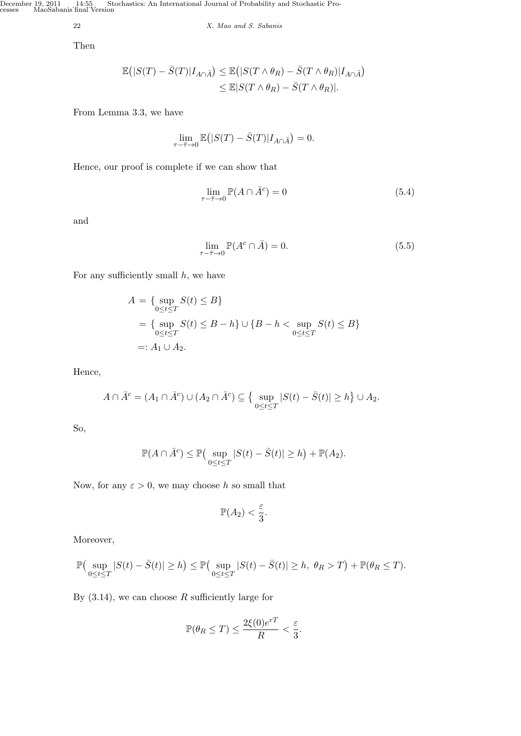Then

$$\mathbb{E}\big(|S(T) - \bar{S}(T)|I_{A\cap\bar{A}}\big) \le \mathbb{E}\big(|S(T\wedge\theta_R) - \bar{S}(T\wedge\theta_R)|I_{A\cap\bar{A}}\big)$$
$$\le \mathbb{E}|S(T\wedge\theta_R) - \bar{S}(T\wedge\theta_R)|.$$

From Lemma 3.3, we have

$$\lim_{\tau-\bar{\tau}\to 0}\mathbb{E}\big(|S(T) - \bar{S}(T)|I_{A\cap\bar{A}}\big) = 0.$$

Hence, our proof is complete if we can show that

$$\lim_{\tau-\bar{\tau}\to 0}\mathbb{P}(A\cap\bar{A}^c) = 0 \tag{5.4}$$

and

$$\lim_{\tau-\bar{\tau}\to 0}\mathbb{P}(A^c\cap\bar{A}) = 0. \tag{5.5}$$

For any sufficiently small $h$, we have

$$\begin{aligned} A &= \{\sup_{0\le t\le T} S(t) \le B\} \\ &= \{\sup_{0\le t\le T} S(t) \le B-h\} \cup \{B-h < \sup_{0\le t\le T} S(t) \le B\} \\ &=: A_1 \cup A_2. \end{aligned}$$

Hence,

$$A\cap\bar{A}^c = (A_1\cap\bar{A}^c)\cup(A_2\cap\bar{A}^c) \subseteq \big\{\sup_{0\le t\le T}|S(t)-\bar{S}(t)| \ge h\big\}\cup A_2.$$

So,

$$\mathbb{P}(A\cap\bar{A}^c) \le \mathbb{P}\big(\sup_{0\le t\le T}|S(t)-\bar{S}(t)|\ge h\big) + \mathbb{P}(A_2).$$

Now, for any $\varepsilon > 0$, we may choose $h$ so small that

$$\mathbb{P}(A_2) < \frac{\varepsilon}{3}.$$

Moreover,

$$\mathbb{P}\big(\sup_{0\le t\le T}|S(t)-\bar{S}(t)|\ge h\big) \le \mathbb{P}\big(\sup_{0\le t\le T}|S(t)-\bar{S}(t)|\ge h,\ \theta_R > T\big) + \mathbb{P}(\theta_R \le T).$$

By (3.14), we can choose $R$ sufficiently large for

$$\mathbb{P}(\theta_R \le T) \le \frac{2\xi(0)e^{rT}}{R} < \frac{\varepsilon}{3}.$$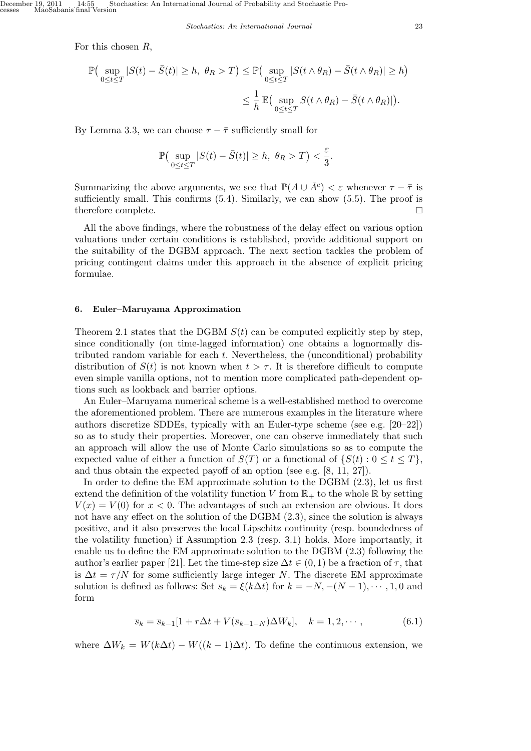For this chosen $R$,

$$\mathbb{P}\big(\sup_{0\le t\le T}|S(t)-\bar{S}(t)|\ge h,\ \theta_R>T\big)\le \mathbb{P}\big(\sup_{0\le t\le T}|S(t\wedge\theta_R)-\bar{S}(t\wedge\theta_R)|\ge h\big)$$

$$\le \frac{1}{h}\,\mathbb{E}\big(\sup_{0\le t\le T}S(t\wedge\theta_R)-\bar{S}(t\wedge\theta_R)|\big).$$

By Lemma 3.3, we can choose $\tau-\bar{\tau}$ sufficiently small for

$$\mathbb{P}\big(\sup_{0\le t\le T}|S(t)-\bar{S}(t)|\ge h,\ \theta_R>T\big)<\frac{\varepsilon}{3}.$$

Summarizing the above arguments, we see that $\mathbb{P}(A\cup\bar{A}^c)<\varepsilon$ whenever $\tau-\bar{\tau}$ is sufficiently small. This confirms (5.4). Similarly, we can show (5.5). The proof is therefore complete. □

All the above findings, where the robustness of the delay effect on various option valuations under certain conditions is established, provide additional support on the suitability of the DGBM approach. The next section tackles the problem of pricing contingent claims under this approach in the absence of explicit pricing formulae.

## 6. Euler–Maruyama Approximation

Theorem 2.1 states that the DGBM $S(t)$ can be computed explicitly step by step, since conditionally (on time-lagged information) one obtains a lognormally distributed random variable for each $t$. Nevertheless, the (unconditional) probability distribution of $S(t)$ is not known when $t>\tau$. It is therefore difficult to compute even simple vanilla options, not to mention more complicated path-dependent options such as lookback and barrier options.

An Euler–Maruyama numerical scheme is a well-established method to overcome the aforementioned problem. There are numerous examples in the literature where authors discretize SDDEs, typically with an Euler-type scheme (see e.g. [20–22]) so as to study their properties. Moreover, one can observe immediately that such an approach will allow the use of Monte Carlo simulations so as to compute the expected value of either a function of $S(T)$ or a functional of $\{S(t):0\le t\le T\}$, and thus obtain the expected payoff of an option (see e.g. [8, 11, 27]).

In order to define the EM approximate solution to the DGBM (2.3), let us first extend the definition of the volatility function $V$ from $\mathbb{R}_+$ to the whole $\mathbb{R}$ by setting $V(x)=V(0)$ for $x<0$. The advantages of such an extension are obvious. It does not have any effect on the solution of the DGBM (2.3), since the solution is always positive, and it also preserves the local Lipschitz continuity (resp. boundedness of the volatility function) if Assumption 2.3 (resp. 3.1) holds. More importantly, it enable us to define the EM approximate solution to the DGBM (2.3) following the author's earlier paper [21]. Let the time-step size $\Delta t\in(0,1)$ be a fraction of $\tau$, that is $\Delta t=\tau/N$ for some sufficiently large integer $N$. The discrete EM approximate solution is defined as follows: Set $\overline{s}_k=\xi(k\Delta t)$ for $k=-N,-(N-1),\cdots,1,0$ and form

$$\overline{s}_k=\overline{s}_{k-1}[1+r\Delta t+V(\overline{s}_{k-1-N})\Delta W_k],\quad k=1,2,\cdots,\tag{6.1}$$

where $\Delta W_k=W(k\Delta t)-W((k-1)\Delta t)$. To define the continuous extension, we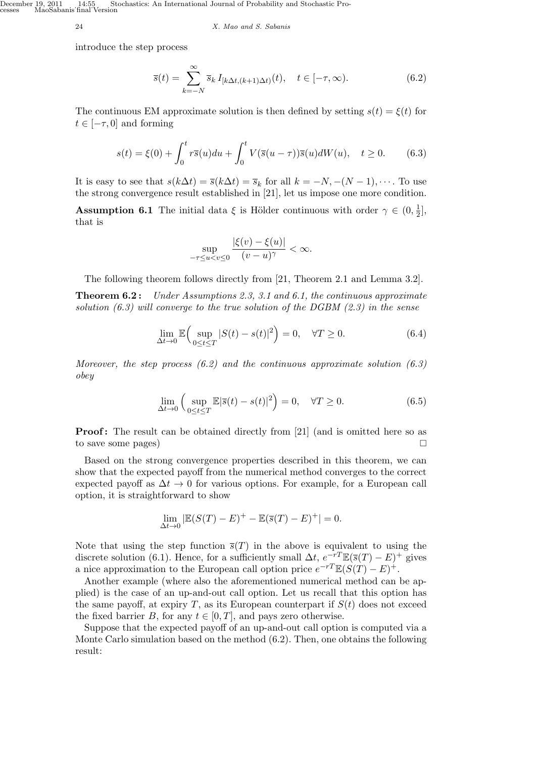introduce the step process

$$
\overline{s}(t) = \sum_{k=-N}^{\infty} \overline{s}_k \, I_{[k\Delta t,(k+1)\Delta t)}(t), \quad t \in [-\tau, \infty). \tag{6.2}
$$

The continuous EM approximate solution is then defined by setting $s(t) = \xi(t)$ for $t \in [-\tau, 0]$ and forming

$$
s(t) = \xi(0) + \int_0^t r\overline{s}(u)du + \int_0^t V(\overline{s}(u-\tau))\overline{s}(u)dW(u), \quad t \geq 0. \tag{6.3}
$$

It is easy to see that $s(k\Delta t) = \overline{s}(k\Delta t) = \overline{s}_k$ for all $k = -N, -(N-1), \cdots$. To use the strong convergence result established in [21], let us impose one more condition.

**Assumption 6.1** The initial data $\xi$ is Hölder continuous with order $\gamma \in (0, \frac{1}{2}]$, that is

$$
\sup_{-\tau \leq u < v \leq 0} \frac{|\xi(v) - \xi(u)|}{(v-u)^\gamma} < \infty.
$$

The following theorem follows directly from [21, Theorem 2.1 and Lemma 3.2].

**Theorem 6.2 :** *Under Assumptions 2.3, 3.1 and 6.1, the continuous approximate solution (6.3) will converge to the true solution of the DGBM (2.3) in the sense*

$$
\lim_{\Delta t \to 0} \mathbb{E}\Big( \sup_{0 \leq t \leq T} |S(t) - s(t)|^2 \Big) = 0, \quad \forall T \geq 0. \tag{6.4}
$$

*Moreover, the step process (6.2) and the continuous approximate solution (6.3) obey*

$$
\lim_{\Delta t \to 0} \Big( \sup_{0 \leq t \leq T} \mathbb{E}|\overline{s}(t) - s(t)|^2 \Big) = 0, \quad \forall T \geq 0. \tag{6.5}
$$

**Proof :** The result can be obtained directly from [21] (and is omitted here so as to save some pages) □

Based on the strong convergence properties described in this theorem, we can show that the expected payoff from the numerical method converges to the correct expected payoff as $\Delta t \to 0$ for various options. For example, for a European call option, it is straightforward to show

$$
\lim_{\Delta t \to 0} |\mathbb{E}(S(T) - E)^+ - \mathbb{E}(\overline{s}(T) - E)^+| = 0.
$$

Note that using the step function $\overline{s}(T)$ in the above is equivalent to using the discrete solution (6.1). Hence, for a sufficiently small $\Delta t$, $e^{-rT}\mathbb{E}(\overline{s}(T) - E)^+$ gives a nice approximation to the European call option price $e^{-rT}\mathbb{E}(S(T) - E)^+$.

Another example (where also the aforementioned numerical method can be applied) is the case of an up-and-out call option. Let us recall that this option has the same payoff, at expiry $T$, as its European counterpart if $S(t)$ does not exceed the fixed barrier $B$, for any $t \in [0, T]$, and pays zero otherwise.

Suppose that the expected payoff of an up-and-out call option is computed via a Monte Carlo simulation based on the method (6.2). Then, one obtains the following result: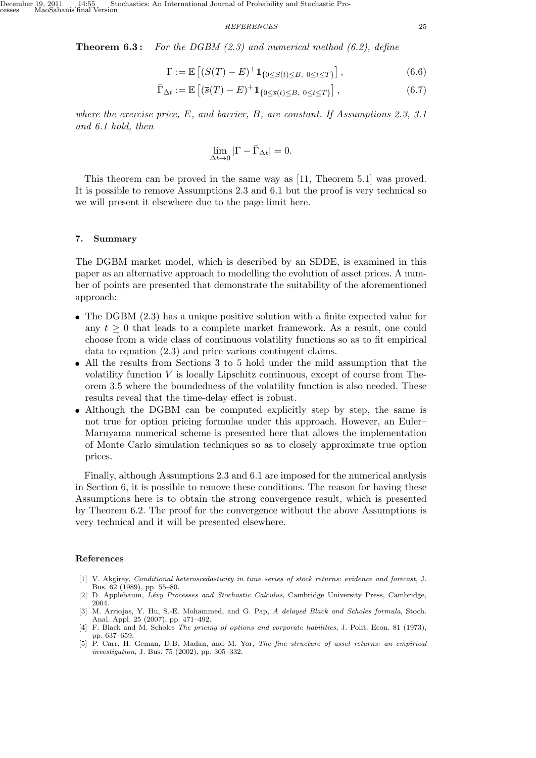**Theorem 6.3 :** *For the DGBM (2.3) and numerical method (6.2), define*

$$\Gamma := \mathbb{E}\left[(S(T)-E)^{+}\mathbf{1}_{\{0\le S(t)\le B,\ 0\le t\le T\}}\right], \tag{6.6}$$

$$\bar{\Gamma}_{\Delta t} := \mathbb{E}\left[(\overline{s}(T)-E)^{+}\mathbf{1}_{\{0\le \overline{s}(t)\le B,\ 0\le t\le T\}}\right], \tag{6.7}$$

*where the exercise price, $E$, and barrier, $B$, are constant. If Assumptions 2.3, 3.1 and 6.1 hold, then*

$$\lim_{\Delta t\to 0}|\Gamma - \bar{\Gamma}_{\Delta t}| = 0.$$

This theorem can be proved in the same way as [11, Theorem 5.1] was proved. It is possible to remove Assumptions 2.3 and 6.1 but the proof is very technical so we will present it elsewhere due to the page limit here.

## 7. Summary

The DGBM market model, which is described by an SDDE, is examined in this paper as an alternative approach to modelling the evolution of asset prices. A number of points are presented that demonstrate the suitability of the aforementioned approach:

- The DGBM (2.3) has a unique positive solution with a finite expected value for any $t \ge 0$ that leads to a complete market framework. As a result, one could choose from a wide class of continuous volatility functions so as to fit empirical data to equation (2.3) and price various contingent claims.
- All the results from Sections 3 to 5 hold under the mild assumption that the volatility function $V$ is locally Lipschitz continuous, except of course from Theorem 3.5 where the boundedness of the volatility function is also needed. These results reveal that the time-delay effect is robust.
- Although the DGBM can be computed explicitly step by step, the same is not true for option pricing formulae under this approach. However, an Euler–Maruyama numerical scheme is presented here that allows the implementation of Monte Carlo simulation techniques so as to closely approximate true option prices.

Finally, although Assumptions 2.3 and 6.1 are imposed for the numerical analysis in Section 6, it is possible to remove these conditions. The reason for having these Assumptions here is to obtain the strong convergence result, which is presented by Theorem 6.2. The proof for the convergence without the above Assumptions is very technical and it will be presented elsewhere.

## References

[1] V. Akgiray, *Conditional heteroscedasticity in time series of stock returns: evidence and forecast*, J. Bus. 62 (1989), pp. 55–80.

[2] D. Applebaum, *Lévy Processes and Stochastic Calculus*, Cambridge University Press, Cambridge, 2004.

[3] M. Arriojas, Y. Hu, S.-E. Mohammed, and G. Pap, *A delayed Black and Scholes formula*, Stoch. Anal. Appl. 25 (2007), pp. 471–492.

[4] F. Black and M. Scholes *The pricing of options and corporate liabilities*, J. Polit. Econ. 81 (1973), pp. 637–659.

[5] P. Carr, H. Geman, D.B. Madan, and M. Yor, *The fine structure of asset returns: an empirical investigation*, J. Bus. 75 (2002), pp. 305–332.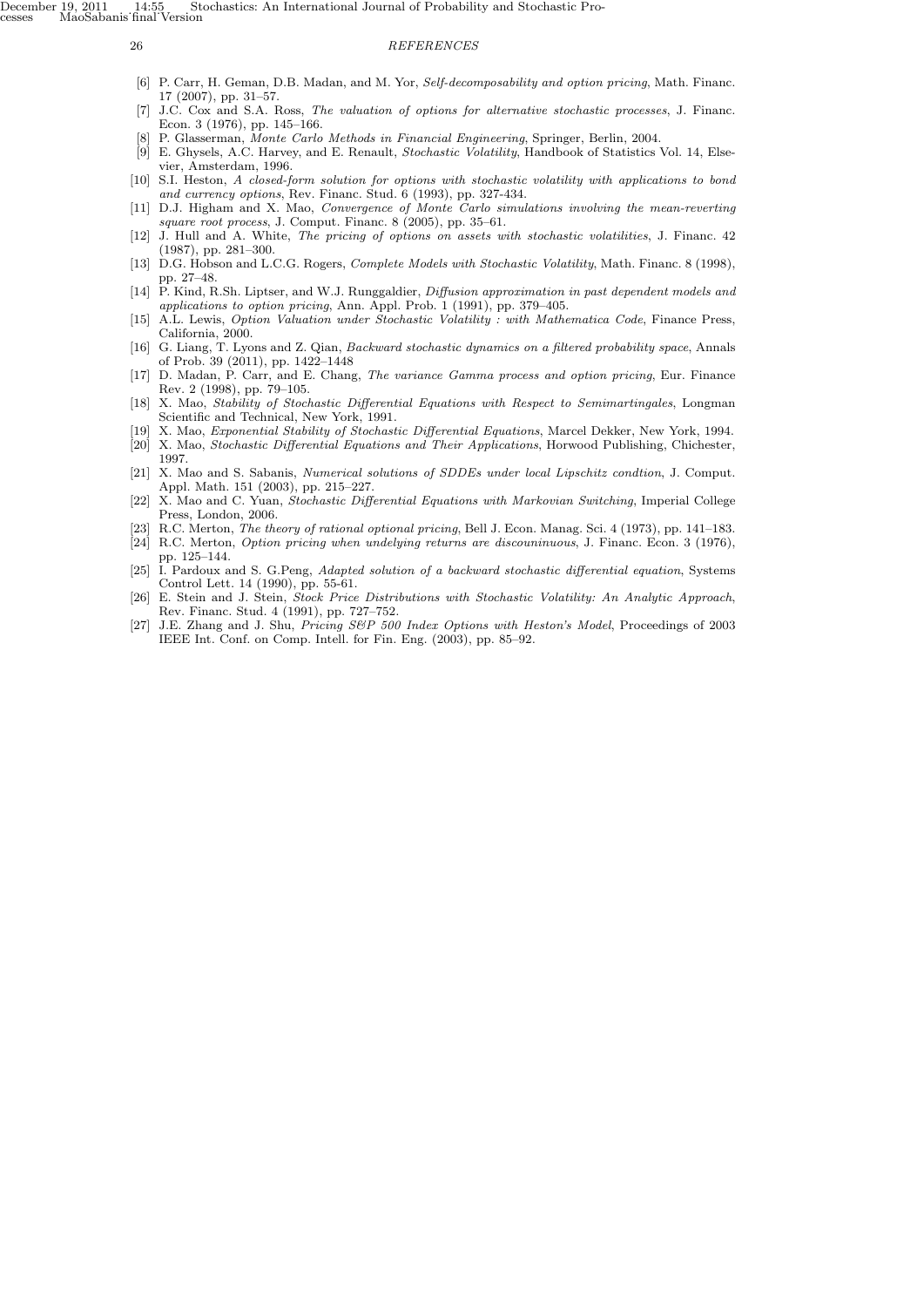[6] P. Carr, H. Geman, D.B. Madan, and M. Yor, *Self-decomposability and option pricing*, Math. Financ. 17 (2007), pp. 31–57.

[7] J.C. Cox and S.A. Ross, *The valuation of options for alternative stochastic processes*, J. Financ. Econ. 3 (1976), pp. 145–166.

[8] P. Glasserman, *Monte Carlo Methods in Financial Engineering*, Springer, Berlin, 2004.

[9] E. Ghysels, A.C. Harvey, and E. Renault, *Stochastic Volatility*, Handbook of Statistics Vol. 14, Elsevier, Amsterdam, 1996.

[10] S.I. Heston, *A closed-form solution for options with stochastic volatility with applications to bond and currency options*, Rev. Financ. Stud. 6 (1993), pp. 327-434.

[11] D.J. Higham and X. Mao, *Convergence of Monte Carlo simulations involving the mean-reverting square root process*, J. Comput. Financ. 8 (2005), pp. 35–61.

[12] J. Hull and A. White, *The pricing of options on assets with stochastic volatilities*, J. Financ. 42 (1987), pp. 281–300.

[13] D.G. Hobson and L.C.G. Rogers, *Complete Models with Stochastic Volatility*, Math. Financ. 8 (1998), pp. 27–48.

[14] P. Kind, R.Sh. Liptser, and W.J. Runggaldier, *Diffusion approximation in past dependent models and applications to option pricing*, Ann. Appl. Prob. 1 (1991), pp. 379–405.

[15] A.L. Lewis, *Option Valuation under Stochastic Volatility : with Mathematica Code*, Finance Press, California, 2000.

[16] G. Liang, T. Lyons and Z. Qian, *Backward stochastic dynamics on a filtered probability space*, Annals of Prob. 39 (2011), pp. 1422–1448

[17] D. Madan, P. Carr, and E. Chang, *The variance Gamma process and option pricing*, Eur. Finance Rev. 2 (1998), pp. 79–105.

[18] X. Mao, *Stability of Stochastic Differential Equations with Respect to Semimartingales*, Longman Scientific and Technical, New York, 1991.

[19] X. Mao, *Exponential Stability of Stochastic Differential Equations*, Marcel Dekker, New York, 1994.

[20] X. Mao, *Stochastic Differential Equations and Their Applications*, Horwood Publishing, Chichester, 1997.

[21] X. Mao and S. Sabanis, *Numerical solutions of SDDEs under local Lipschitz condtion*, J. Comput. Appl. Math. 151 (2003), pp. 215–227.

[22] X. Mao and C. Yuan, *Stochastic Differential Equations with Markovian Switching*, Imperial College Press, London, 2006.

[23] R.C. Merton, *The theory of rational optional pricing*, Bell J. Econ. Manag. Sci. 4 (1973), pp. 141–183.

[24] R.C. Merton, *Option pricing when undelying returns are discouninuous*, J. Financ. Econ. 3 (1976), pp. 125–144.

[25] I. Pardoux and S. G.Peng, *Adapted solution of a backward stochastic differential equation*, Systems Control Lett. 14 (1990), pp. 55-61.

[26] E. Stein and J. Stein, *Stock Price Distributions with Stochastic Volatility: An Analytic Approach*, Rev. Financ. Stud. 4 (1991), pp. 727–752.

[27] J.E. Zhang and J. Shu, *Pricing S&P 500 Index Options with Heston's Model*, Proceedings of 2003 IEEE Int. Conf. on Comp. Intell. for Fin. Eng. (2003), pp. 85–92.